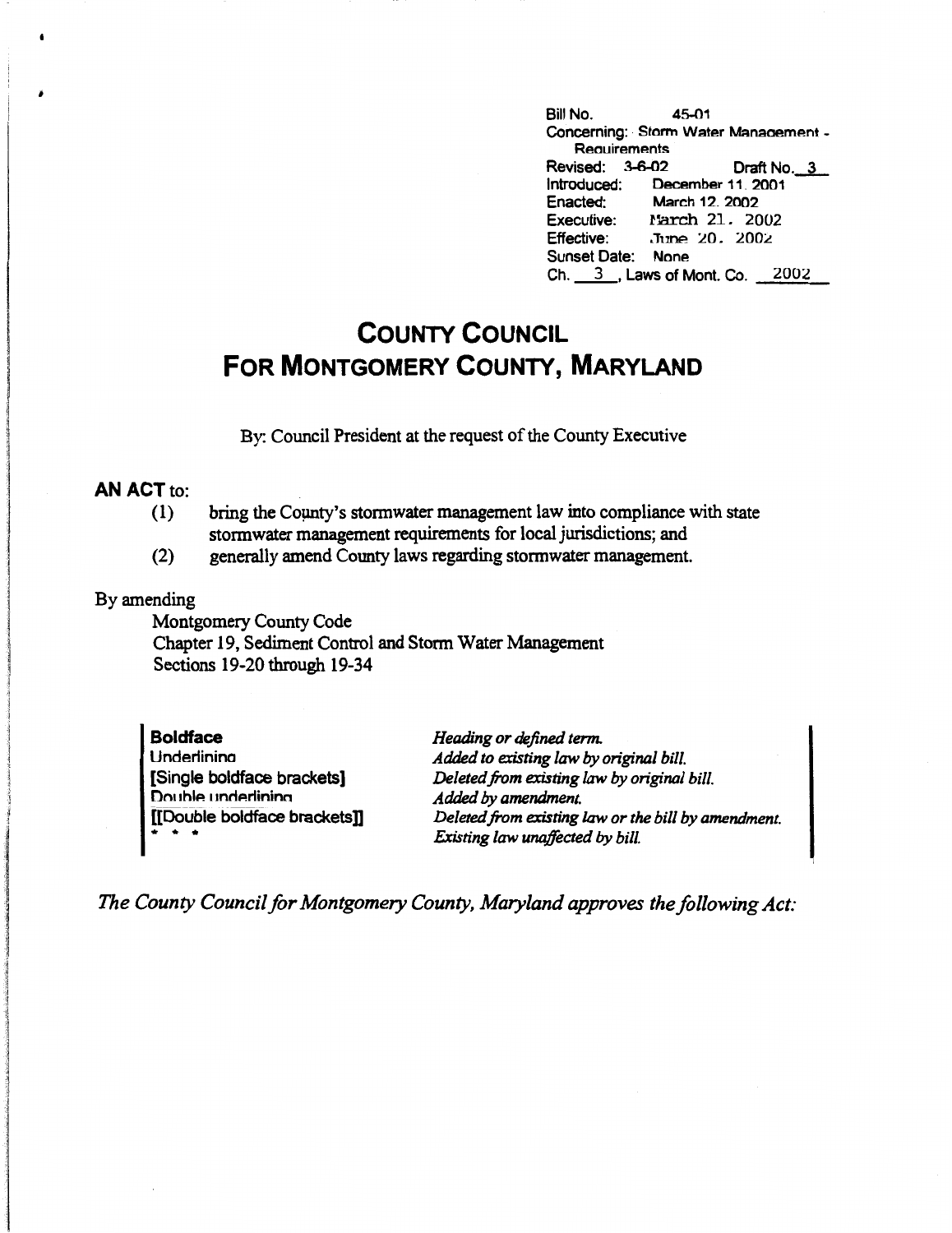Bill No. 45-01
Concerning: Storm Water Management - Requirements
Revised: 3-6-02 Draft No. 3
Introduced: December 11, 2001
Enacted: March 12, 2002
Executive: March 21, 2002
Effective: June 20, 2002
Sunset Date: None
Ch. 3, Laws of Mont. Co. 2002

# COUNTY COUNCIL
# FOR MONTGOMERY COUNTY, MARYLAND

By: Council President at the request of the County Executive

**AN ACT** to:

(1) bring the County's stormwater management law into compliance with state stormwater management requirements for local jurisdictions; and
(2) generally amend County laws regarding stormwater management.

By amending

Montgomery County Code
Chapter 19, Sediment Control and Storm Water Management
Sections 19-20 through 19-34

| | |
|---|---|
| **Boldface** | *Heading or defined term.* |
| Underlining | *Added to existing law by original bill.* |
| **[Single boldface brackets]** | *Deleted from existing law by original bill.* |
| Double underlining | *Added by amendment.* |
| **[[Double boldface brackets]]** | *Deleted from existing law or the bill by amendment.* |
| * * * | *Existing law unaffected by bill.* |

*The County Council for Montgomery County, Maryland approves the following Act:*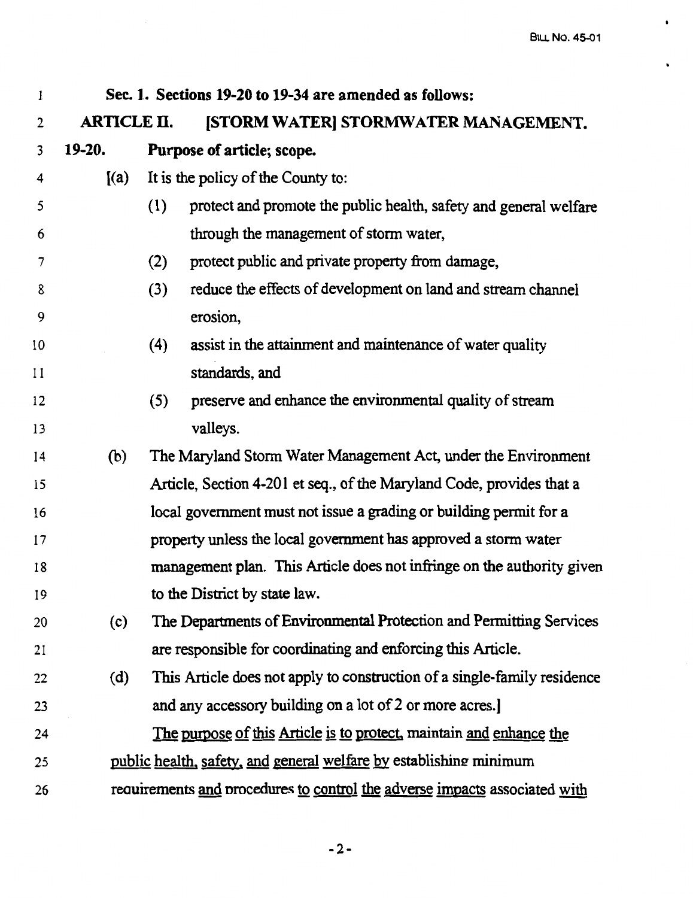**Sec. 1. Sections 19-20 to 19-34 are amended as follows:**

**ARTICLE II. [STORM WATER] STORMWATER MANAGEMENT.**

**19-20. Purpose of article; scope.**

[(a) It is the policy of the County to:

(1) protect and promote the public health, safety and general welfare through the management of storm water,

(2) protect public and private property from damage,

(3) reduce the effects of development on land and stream channel erosion,

(4) assist in the attainment and maintenance of water quality standards, and

(5) preserve and enhance the environmental quality of stream valleys.

(b) The Maryland Storm Water Management Act, under the Environment Article, Section 4-201 et seq., of the Maryland Code, provides that a local government must not issue a grading or building permit for a property unless the local government has approved a storm water management plan. This Article does not infringe on the authority given to the District by state law.

(c) The Departments of Environmental Protection and Permitting Services are responsible for coordinating and enforcing this Article.

(d) This Article does not apply to construction of a single-family residence and any accessory building on a lot of 2 or more acres.]

The purpose of this Article is to protect, maintain and enhance the public health, safety, and general welfare by establishing minimum requirements and procedures to control the adverse impacts associated with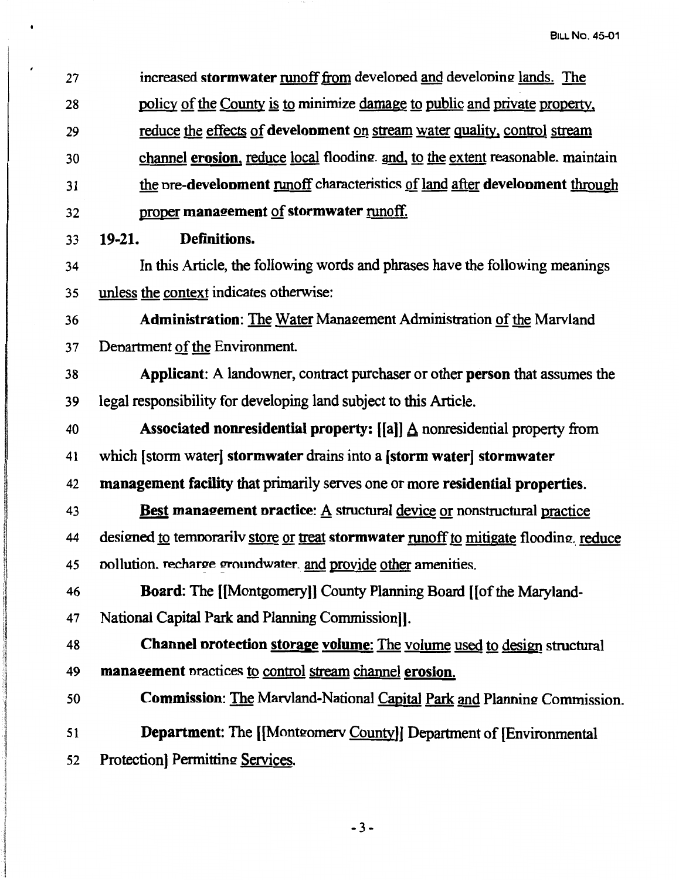27 increased **stormwater** runoff from developed and developing lands. The
28 policy of the County is to minimize damage to public and private property,
29 reduce the effects of **development** on stream water quality, control stream
30 channel **erosion**, reduce local flooding, and, to the extent reasonable, maintain
31 the pre-**development** runoff characteristics of land after **development** through
32 proper **management** of **stormwater** runoff.

33 **19-21. Definitions.**

34 In this Article, the following words and phrases have the following meanings
35 unless the context indicates otherwise:

36 **Administration**: The Water Management Administration of the Maryland
37 Department of the Environment.

38 **Applicant**: A landowner, contract purchaser or other **person** that assumes the
39 legal responsibility for developing land subject to this Article.

40 **Associated nonresidential property:** [[a]] A nonresidential property from
41 which [storm water] **stormwater** drains into a [**storm water**] **stormwater**
42 **management facility** that primarily serves one or more **residential properties**.

43 **Best management practice**: A structural device or nonstructural practice
44 designed to temporarily store or treat **stormwater** runoff to mitigate flooding, reduce
45 pollution, recharge groundwater, and provide other amenities.

46 **Board:** The [[Montgomery]] County Planning Board [[of the Maryland-
47 National Capital Park and Planning Commission]].

48 **Channel protection storage volume:** The volume used to design structural
49 **management** practices to control stream channel **erosion.**

50 **Commission**: The Maryland-National Capital Park and Planning Commission.

51 **Department:** The [[Montgomery County]] Department of [Environmental
52 Protection] Permitting Services.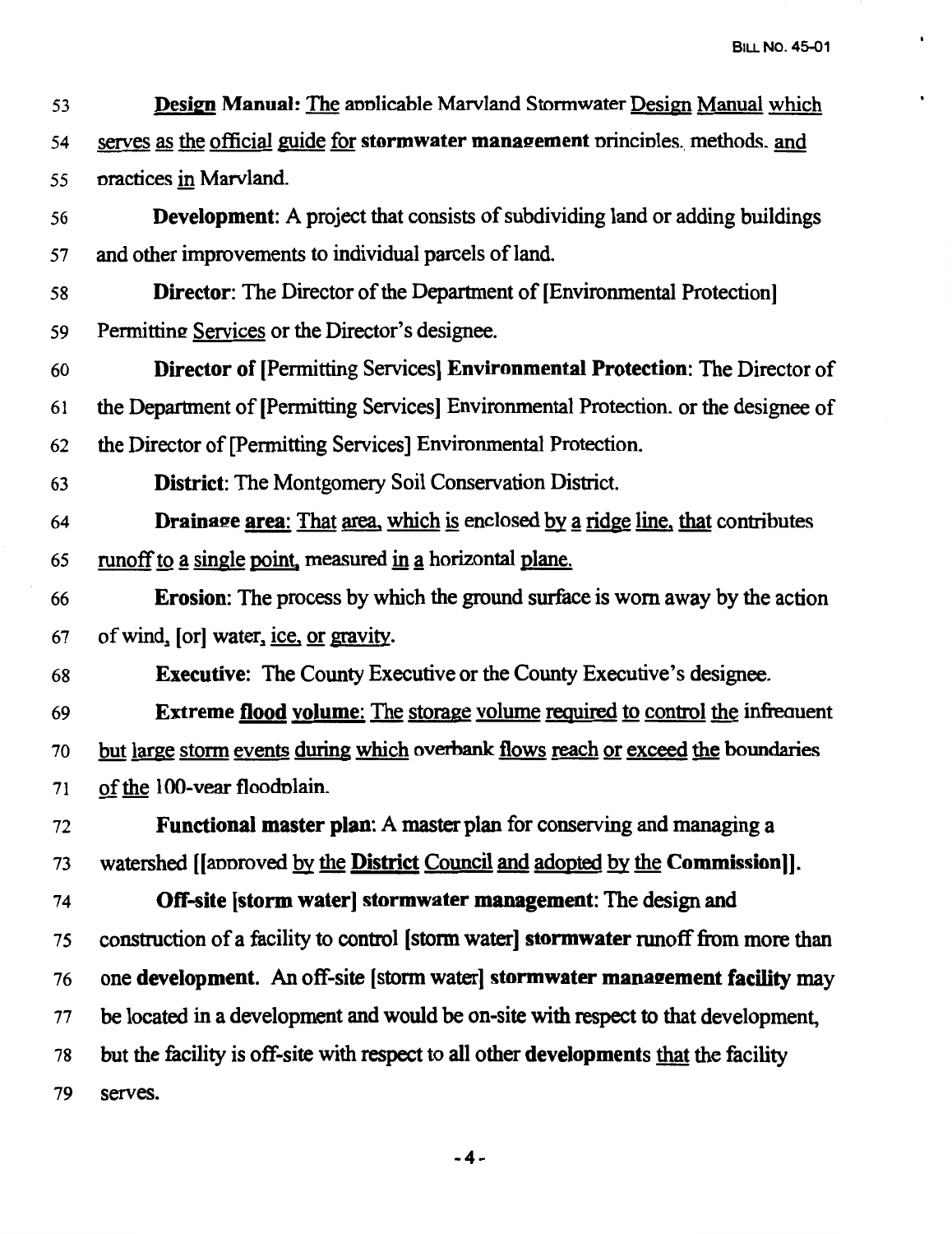**Design Manual**: The applicable Maryland Stormwater Design Manual which serves as the official guide for **stormwater management** principles, methods, and practices in Maryland.

**Development**: A project that consists of subdividing land or adding buildings and other improvements to individual parcels of land.

**Director**: The Director of the Department of [Environmental Protection] Permitting Services or the Director's designee.

**Director of [Permitting Services] Environmental Protection**: The Director of the Department of [Permitting Services] Environmental Protection, or the designee of the Director of [Permitting Services] Environmental Protection.

**District**: The Montgomery Soil Conservation District.

**Drainage area**: That area, which is enclosed by a ridge line, that contributes runoff to a single point, measured in a horizontal plane.

**Erosion**: The process by which the ground surface is worn away by the action of wind, [or] water, ice, or gravity.

**Executive**: The County Executive or the County Executive's designee.

**Extreme flood volume**: The storage volume required to control the infrequent but large storm events during which overbank flows reach or exceed the boundaries of the 100-year floodplain.

**Functional master plan**: A master plan for conserving and managing a watershed [[approved by the **District** Council and adopted by the **Commission**]].

**Off-site [storm water] stormwater management**: The design and construction of a facility to control [storm water] **stormwater** runoff from more than one **development**. An off-site [storm water] **stormwater management facility** may be located in a development and would be on-site with respect to that development, but the facility is off-site with respect to all other **developments** that the facility serves.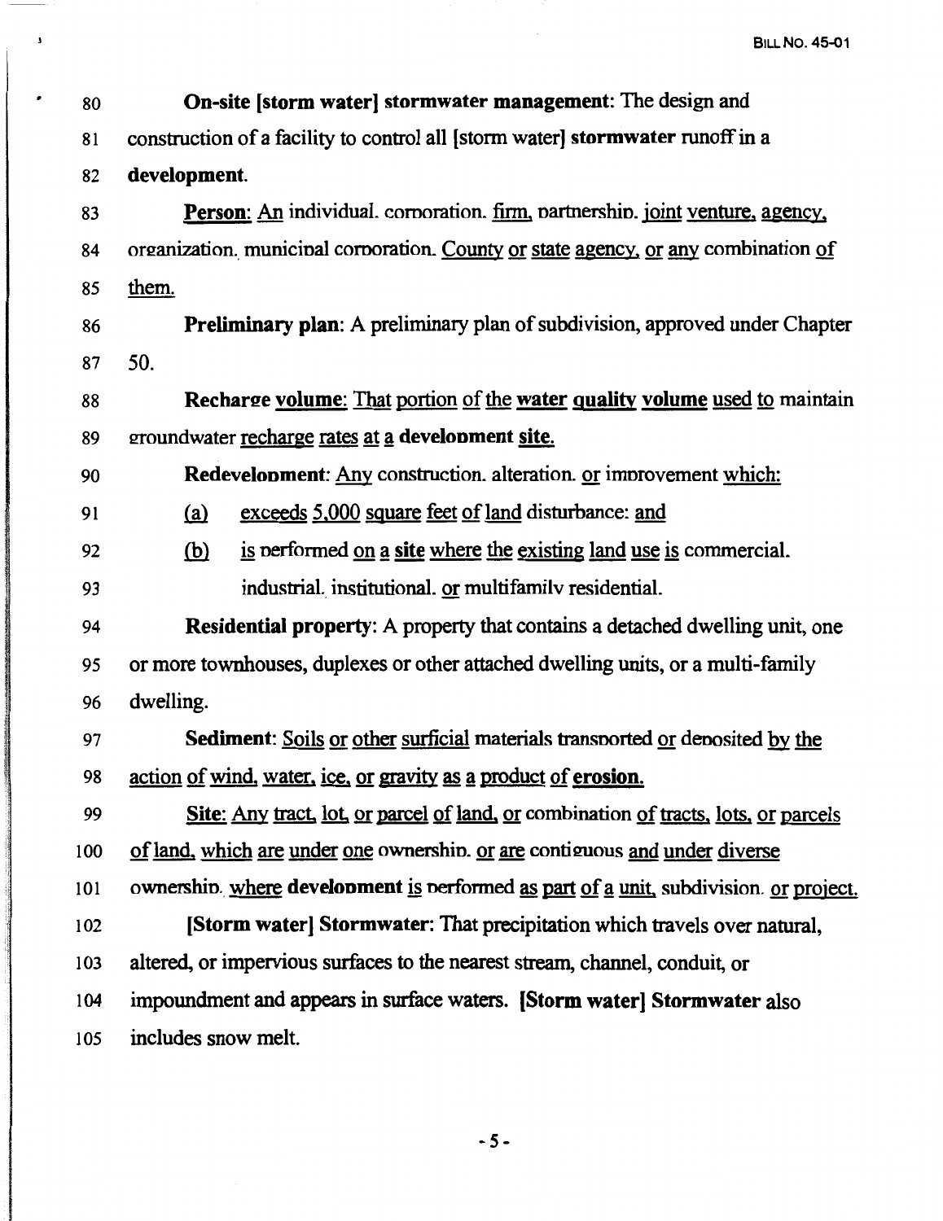**On-site [storm water] stormwater management**: The design and construction of a facility to control all [storm water] **stormwater** runoff in a **development**.

**Person:** An individual, corporation, firm, partnership, joint venture, agency, organization, municipal corporation, County or state agency, or any combination of them.

**Preliminary plan**: A preliminary plan of subdivision, approved under Chapter 50.

**Recharge volume:** That portion of the **water quality volume** used to maintain groundwater recharge rates at a **development site.**

**Redevelopment**: Any construction, alteration, or improvement which:

(a) exceeds 5,000 square feet of land disturbance; and

(b) is performed on a **site** where the existing land use is commercial, industrial, institutional, or multifamily residential.

**Residential property**: A property that contains a detached dwelling unit, one or more townhouses, duplexes or other attached dwelling units, or a multi-family dwelling.

**Sediment**: Soils or other surficial materials transported or deposited by the action of wind, water, ice, or gravity as a product of **erosion.**

**Site:** Any tract, lot, or parcel of land, or combination of tracts, lots, or parcels of land, which are under one ownership, or are contiguous and under diverse ownership, where **development** is performed as part of a unit, subdivision, or project.

**[Storm water] Stormwater**: That precipitation which travels over natural, altered, or impervious surfaces to the nearest stream, channel, conduit, or impoundment and appears in surface waters. **[Storm water] Stormwater** also includes snow melt.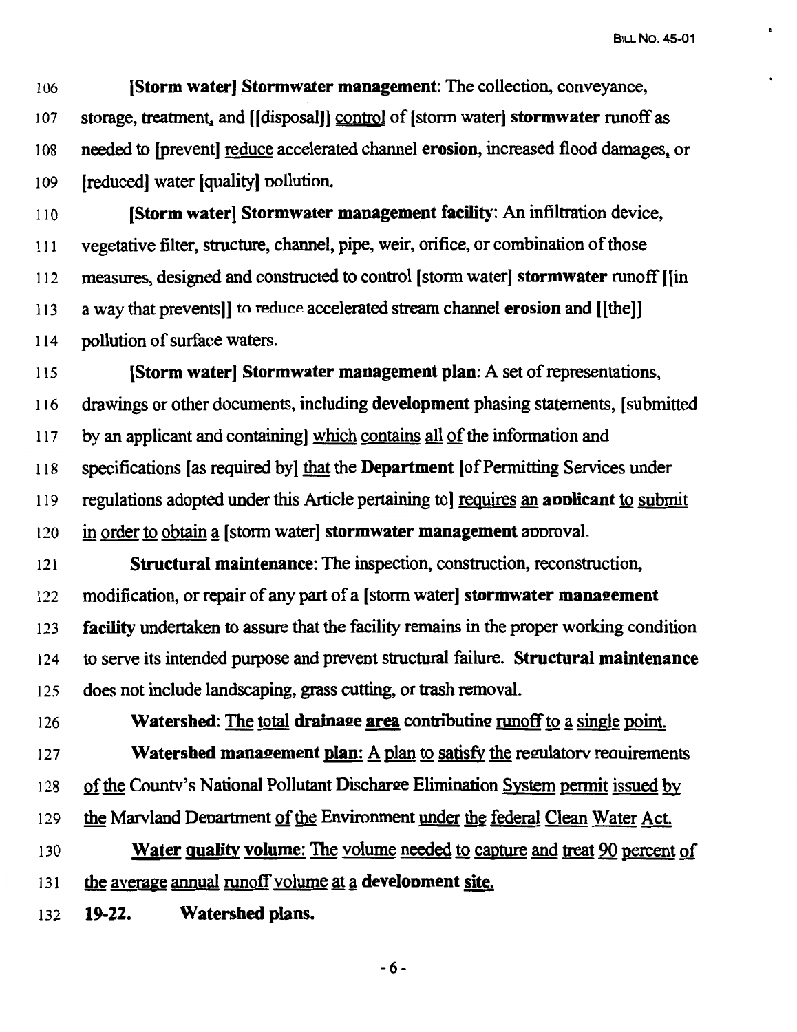**[Storm water] Stormwater management**: The collection, conveyance, storage, treatment, and [[disposal]] control of [storm water] **stormwater** runoff as needed to [prevent] reduce accelerated channel **erosion**, increased flood damages, or [reduced] water [quality] pollution.

**[Storm water] Stormwater management facility**: An infiltration device, vegetative filter, structure, channel, pipe, weir, orifice, or combination of those measures, designed and constructed to control [storm water] **stormwater** runoff [[in a way that prevents]] to reduce accelerated stream channel **erosion** and [[the]] pollution of surface waters.

**[Storm water] Stormwater management plan**: A set of representations, drawings or other documents, including **development** phasing statements, [submitted by an applicant and containing] which contains all of the information and specifications [as required by] that the **Department** [of Permitting Services under regulations adopted under this Article pertaining to] requires an **applicant** to submit in order to obtain a [storm water] **stormwater management** approval.

**Structural maintenance**: The inspection, construction, reconstruction, modification, or repair of any part of a [storm water] **stormwater management facility** undertaken to assure that the facility remains in the proper working condition to serve its intended purpose and prevent structural failure. **Structural maintenance** does not include landscaping, grass cutting, or trash removal.

**Watershed**: The total **drainage area** contributing runoff to a single point.

**Watershed management plan:** A plan to satisfy the regulatory requirements of the County's National Pollutant Discharge Elimination System permit issued by the Maryland Department of the Environment under the federal Clean Water Act.

**Water quality volume**: The volume needed to capture and treat 90 percent of the average annual runoff volume at a **development site.**

**19-22. Watershed plans.**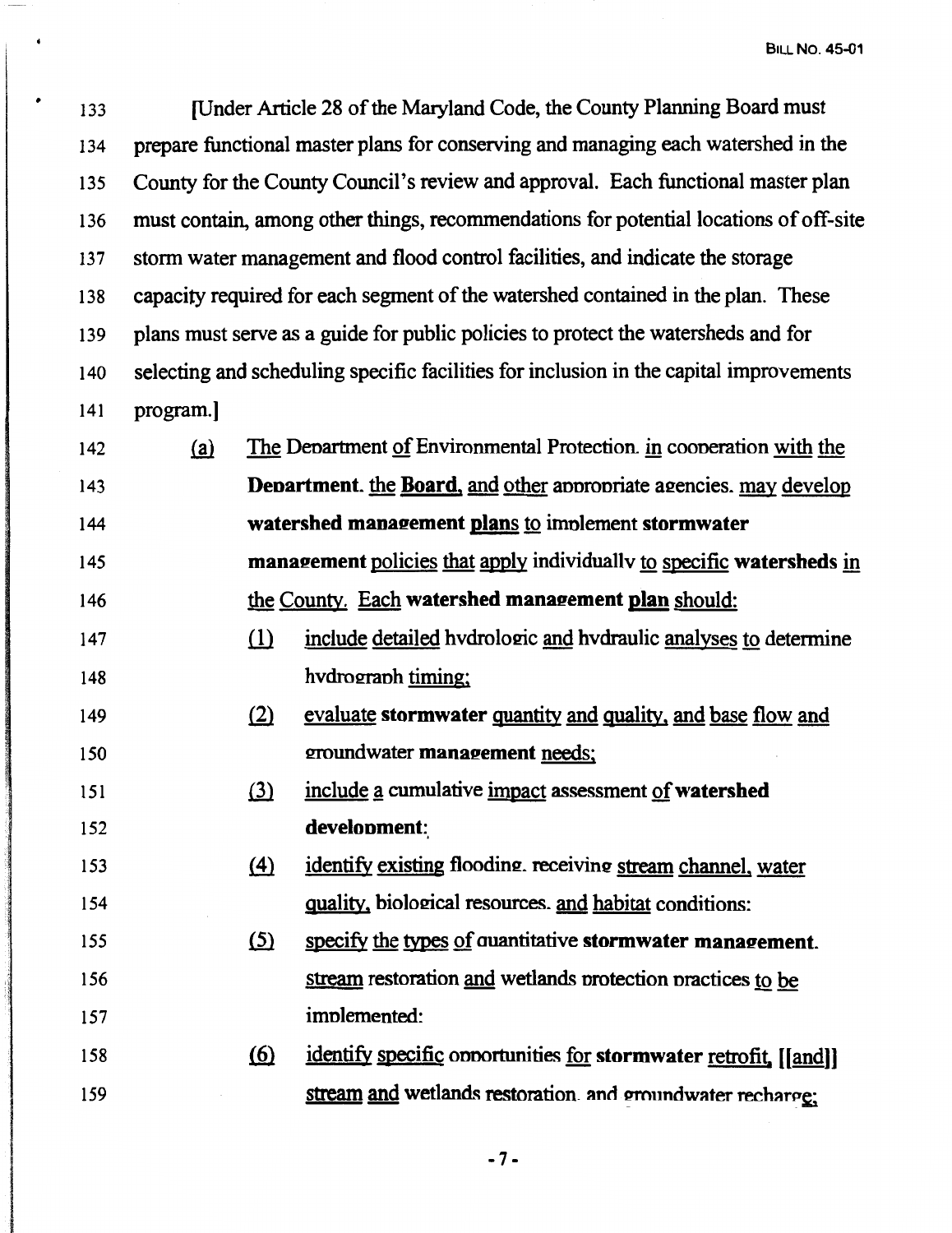[Under Article 28 of the Maryland Code, the County Planning Board must prepare functional master plans for conserving and managing each watershed in the County for the County Council's review and approval. Each functional master plan must contain, among other things, recommendations for potential locations of off-site storm water management and flood control facilities, and indicate the storage capacity required for each segment of the watershed contained in the plan. These plans must serve as a guide for public policies to protect the watersheds and for selecting and scheduling specific facilities for inclusion in the capital improvements program.]

(a) The Department of Environmental Protection, in cooperation with the **Department**, the **Board**, and other appropriate agencies, may develop **watershed management plans** to implement **stormwater management** policies that apply individually to specific **watersheds** in the County. Each **watershed management plan** should:

(1) include detailed hydrologic and hydraulic analyses to determine hydrograph timing;

(2) evaluate **stormwater** quantity and quality, and base flow and groundwater **management** needs;

(3) include a cumulative impact assessment of **watershed development**;

(4) identify existing flooding, receiving stream channel, water quality, biological resources, and habitat conditions;

(5) specify the types of quantitative **stormwater management**, stream restoration and wetlands protection practices to be implemented;

(6) identify specific opportunities for **stormwater** retrofit, [[and]] stream and wetlands restoration, and groundwater recharge;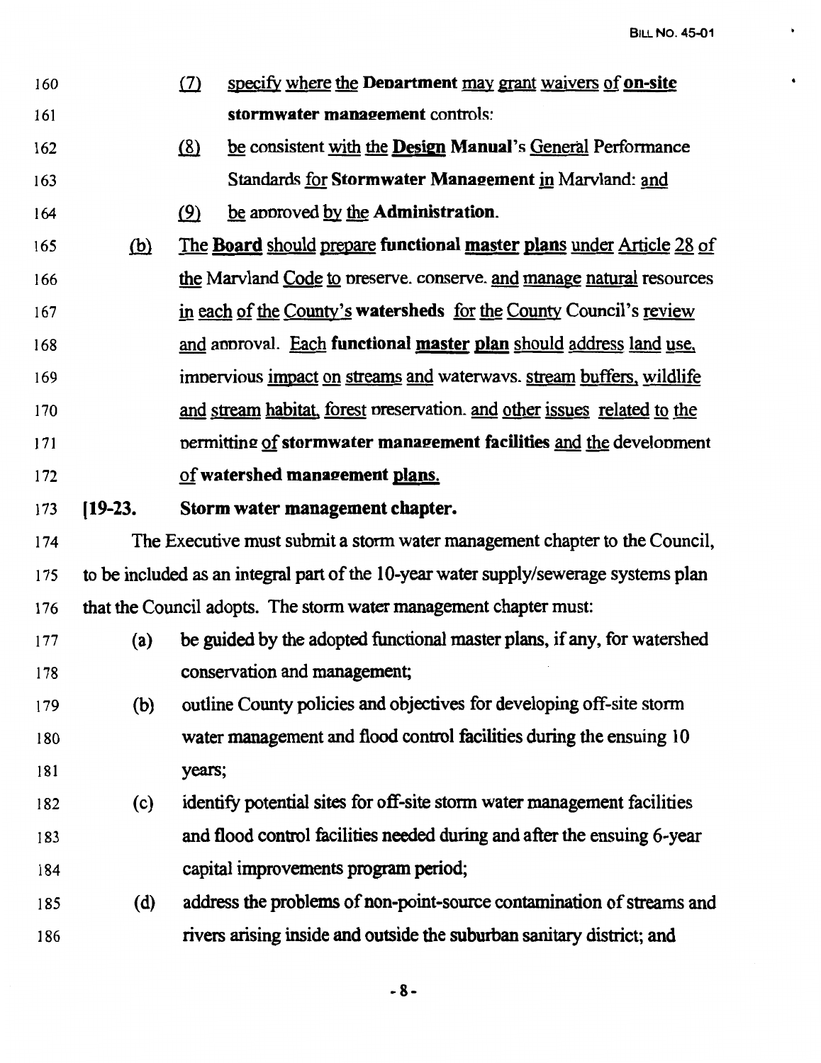160 (7) specify where the **Department** may grant waivers of **on-site**
161 **stormwater management** controls;

162 (8) be consistent with the **Design Manual**'s General Performance
163 Standards for **Stormwater Management** in Maryland; and

164 (9) be approved by the **Administration**.

165 (b) The **Board** should prepare **functional master plans** under Article 28 of
166 the Maryland Code to preserve, conserve, and manage natural resources
167 in each of the County's **watersheds** for the County Council's review
168 and approval. Each **functional master plan** should address land use,
169 impervious impact on streams and waterways, stream buffers, wildlife
170 and stream habitat, forest preservation, and other issues related to the
171 permitting of **stormwater management facilities** and the development
172 of **watershed management plans.**

173 **[19-23. Storm water management chapter.**

174 The Executive must submit a storm water management chapter to the Council,
175 to be included as an integral part of the 10-year water supply/sewerage systems plan
176 that the Council adopts. The storm water management chapter must:

177 (a) be guided by the adopted functional master plans, if any, for watershed
178 conservation and management;

179 (b) outline County policies and objectives for developing off-site storm
180 water management and flood control facilities during the ensuing 10
181 years;

182 (c) identify potential sites for off-site storm water management facilities
183 and flood control facilities needed during and after the ensuing 6-year
184 capital improvements program period;

185 (d) address the problems of non-point-source contamination of streams and
186 rivers arising inside and outside the suburban sanitary district; and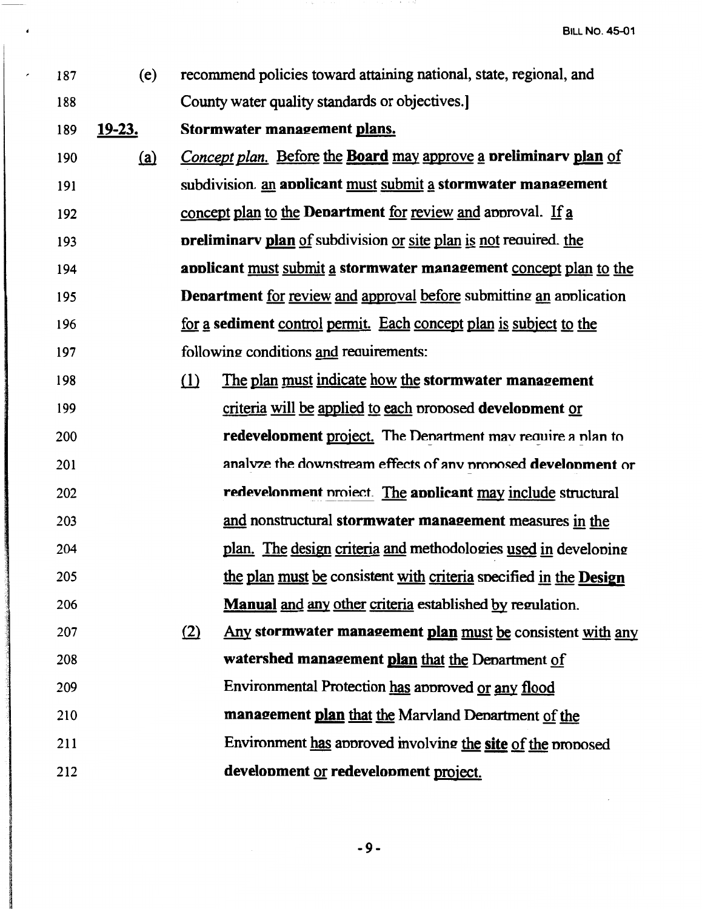187 (e) recommend policies toward attaining national, state, regional, and

188 County water quality standards or objectives.]

189 **19-23. Stormwater management plans.**

190 (a) *Concept plan.* Before the **Board** may approve a **preliminary plan** of

191 subdivision, an **applicant** must submit a **stormwater management**

192 concept plan to the **Department** for review and approval. If a

193 **preliminary plan** of subdivision or site plan is not required, the

194 **applicant** must submit a **stormwater management** concept plan to the

195 **Department** for review and approval before submitting an application

196 for a **sediment** control permit. Each concept plan is subject to the

197 following conditions and requirements:

198 (1) The plan must indicate how the **stormwater management**

199 criteria will be applied to each proposed **development** or

200 **redevelopment** project. The Department may require a plan to

201 analyze the downstream effects of any proposed **development** or

202 **redevelopment** project. The **applicant** may include structural

203 and nonstructural **stormwater management** measures in the

204 plan. The design criteria and methodologies used in developing

205 the plan must be consistent with criteria specified in the **Design**

206 **Manual** and any other criteria established by regulation.

207 (2) Any **stormwater management plan** must be consistent with any

208 **watershed management plan** that the Department of

209 Environmental Protection has approved or any flood

210 **management plan** that the Maryland Department of the

211 Environment has approved involving the **site** of the proposed

212 **development** or **redevelopment** project.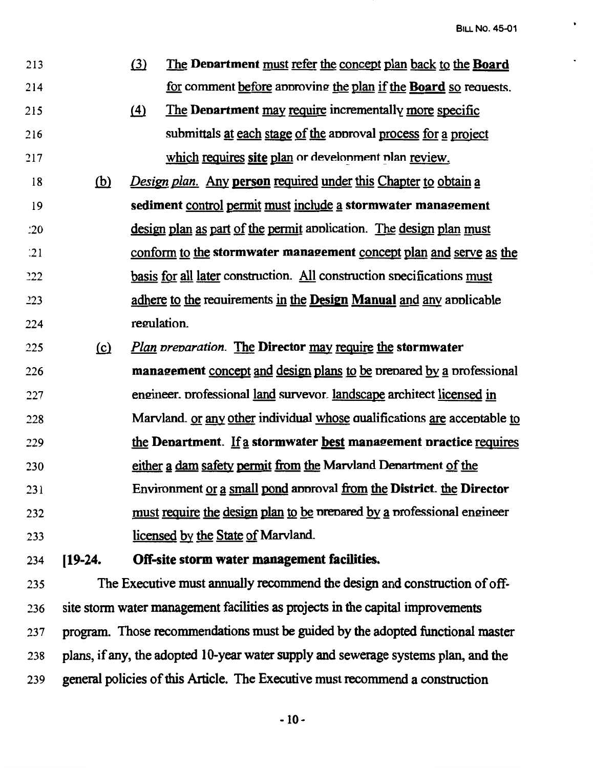(3) The **Department** must refer the concept plan back to the **Board** for comment before approving the plan if the **Board** so requests.

(4) The **Department** may require incrementally more specific submittals at each stage of the approval process for a project which requires **site** plan or development plan review.

(b) *Design plan.* Any **person** required under this Chapter to obtain a **sediment** control permit must include a **stormwater management** design plan as part of the permit application. The design plan must conform to the **stormwater management** concept plan and serve as the basis for all later construction. All construction specifications must adhere to the requirements in the **Design Manual** and any applicable regulation.

(c) *Plan preparation.* The **Director** may require the **stormwater management** concept and design plans to be prepared by a professional engineer, professional land surveyor, landscape architect licensed in Maryland, or any other individual whose qualifications are acceptable to the **Department**. If a **stormwater best management practice** requires either a dam safety permit from the Maryland Department of the Environment or a small pond approval from the **District**, the **Director** must require the design plan to be prepared by a professional engineer licensed by the State of Maryland.

**[19-24. Off-site storm water management facilities.**

The Executive must annually recommend the design and construction of off-site storm water management facilities as projects in the capital improvements program. Those recommendations must be guided by the adopted functional master plans, if any, the adopted 10-year water supply and sewerage systems plan, and the general policies of this Article. The Executive must recommend a construction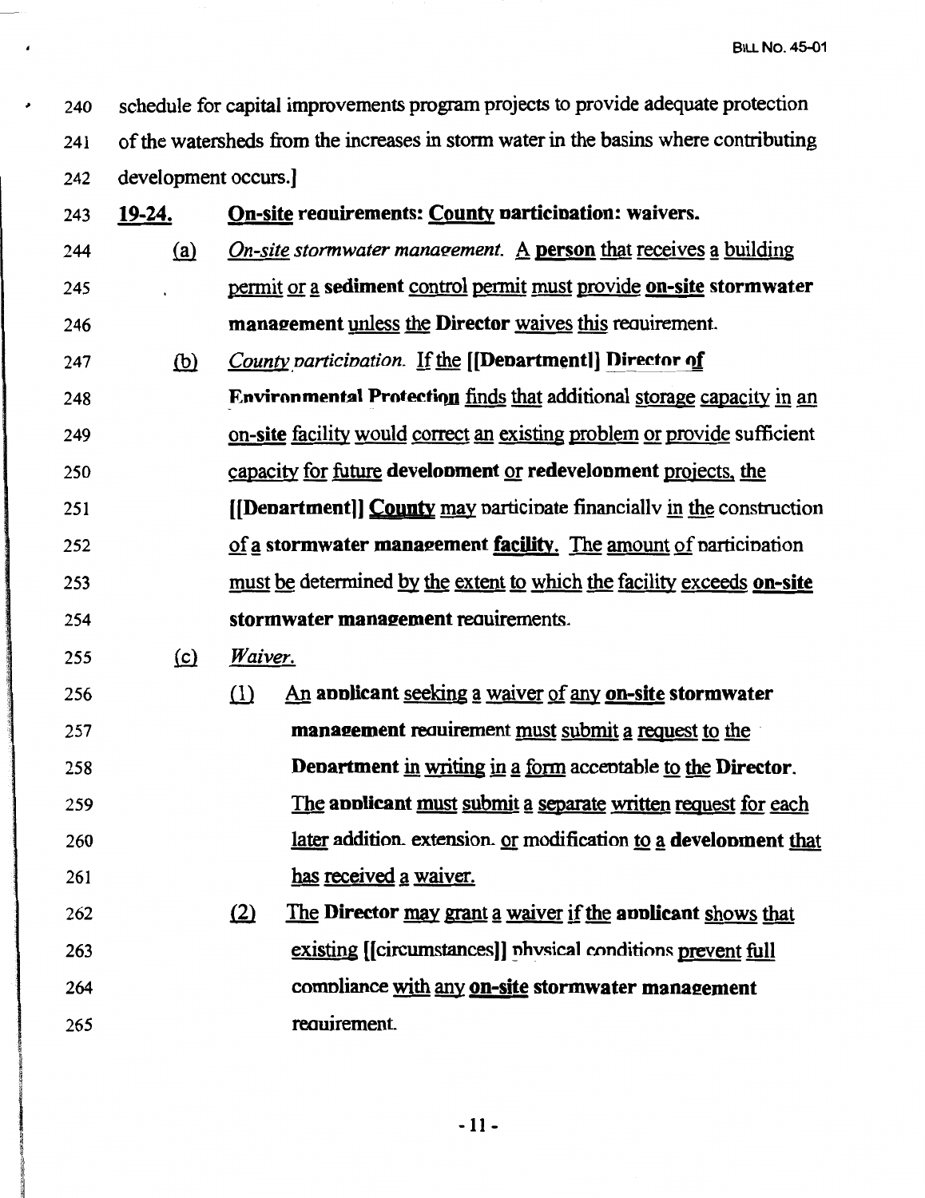240 schedule for capital improvements program projects to provide adequate protection
241 of the watersheds from the increases in storm water in the basins where contributing
242 development occurs.]

243 **19-24. On-site requirements: County participation: waivers.**

244 (a) *On-site stormwater management.* A **person** that receives a building
245 permit or a **sediment** control permit must provide **on-site stormwater**
246 **management** unless the **Director** waives this requirement.

247 (b) *County participation.* If the [[Department]] **Director of**
248 **Environmental Protection** finds that additional storage capacity in an
249 **on-site** facility would correct an existing problem or provide sufficient
250 capacity for future **development** or **redevelopment** projects, the
251 [[Department]] **County** may participate financially in the construction
252 of a **stormwater management facility**. The amount of participation
253 must be determined by the extent to which the facility exceeds **on-site**
254 **stormwater management** requirements.

255 (c) *Waiver.*

256 (1) An **applicant** seeking a waiver of any **on-site stormwater**
257 **management** requirement must submit a request to the
258 **Department** in writing in a form acceptable to the **Director**.
259 The **applicant** must submit a separate written request for each
260 later addition, extension, or modification to a **development** that
261 has received a waiver.

262 (2) The **Director** may grant a waiver if the **applicant** shows that
263 existing [[circumstances]] physical conditions prevent full
264 compliance with any **on-site stormwater management**
265 requirement.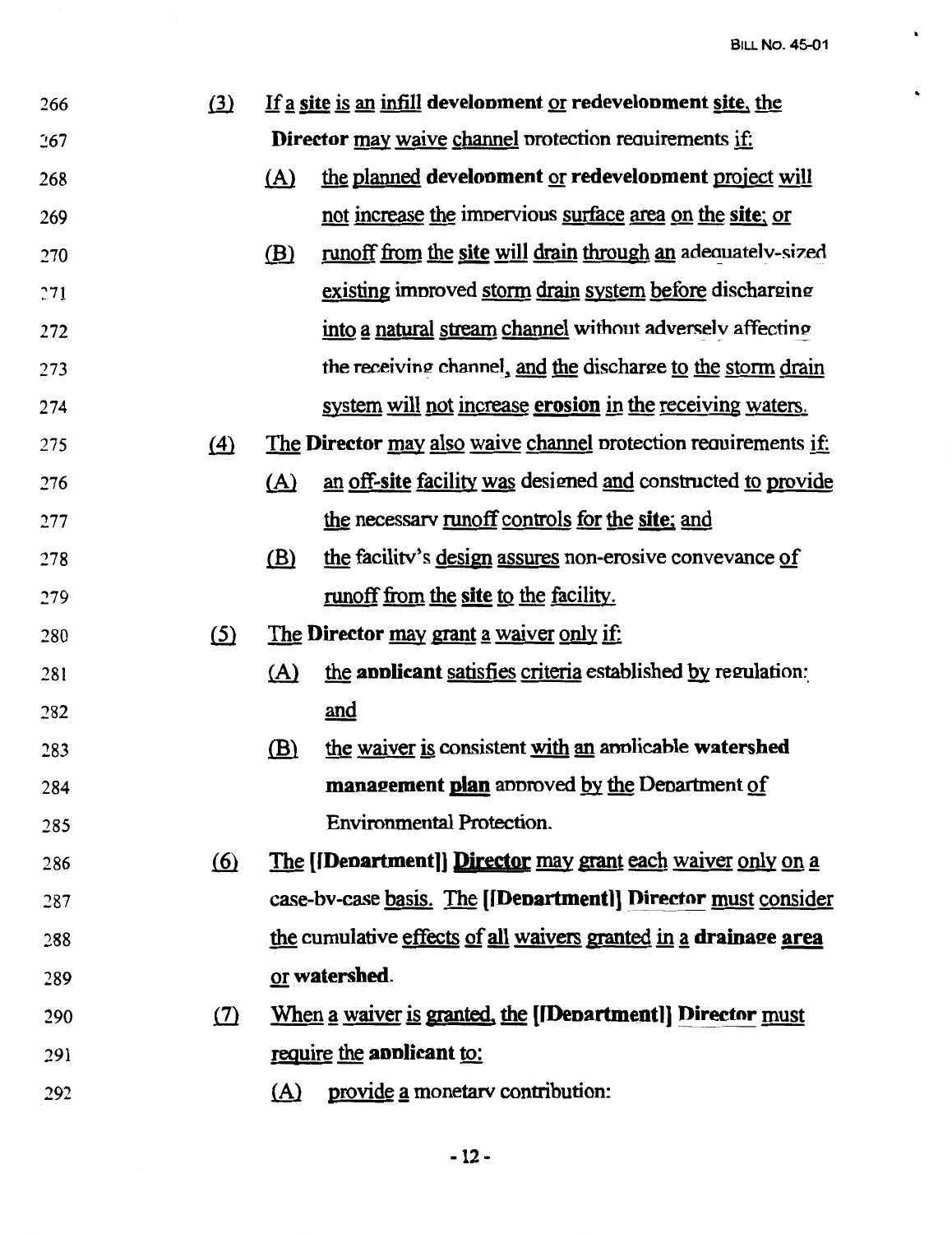266 (3) If a site is an infill **development** or **redevelopment** **site**, the
267 **Director** may waive channel protection requirements if:
268 (A) the planned **development** or **redevelopment** project will
269 not increase the impervious surface area on the **site**; or
270 (B) runoff from the **site** will drain through an adequately-sized
271 existing improved storm drain system before discharging
272 into a natural stream channel without adversely affecting
273 the receiving channel, and the discharge to the storm drain
274 system will not increase **erosion** in the receiving waters.
275 (4) The **Director** may also waive channel protection requirements if:
276 (A) an off-**site** facility was designed and constructed to provide
277 the necessary runoff controls for the **site**; and
278 (B) the facility's design assures non-erosive conveyance of
279 runoff from the **site** to the facility.
280 (5) The **Director** may grant a waiver only if:
281 (A) the **applicant** satisfies criteria established by regulation;
282 and
283 (B) the waiver is consistent with an applicable **watershed**
284 **management plan** approved by the Department of
285 Environmental Protection.
286 (6) The [[Department]] **Director** may grant each waiver only on a
287 case-by-case basis. The [[Department]] **Director** must consider
288 the cumulative effects of all waivers granted in a **drainage area**
289 or **watershed**.
290 (7) When a waiver is granted, the [[Department]] **Director** must
291 require the **applicant** to:
292 (A) provide a monetary contribution;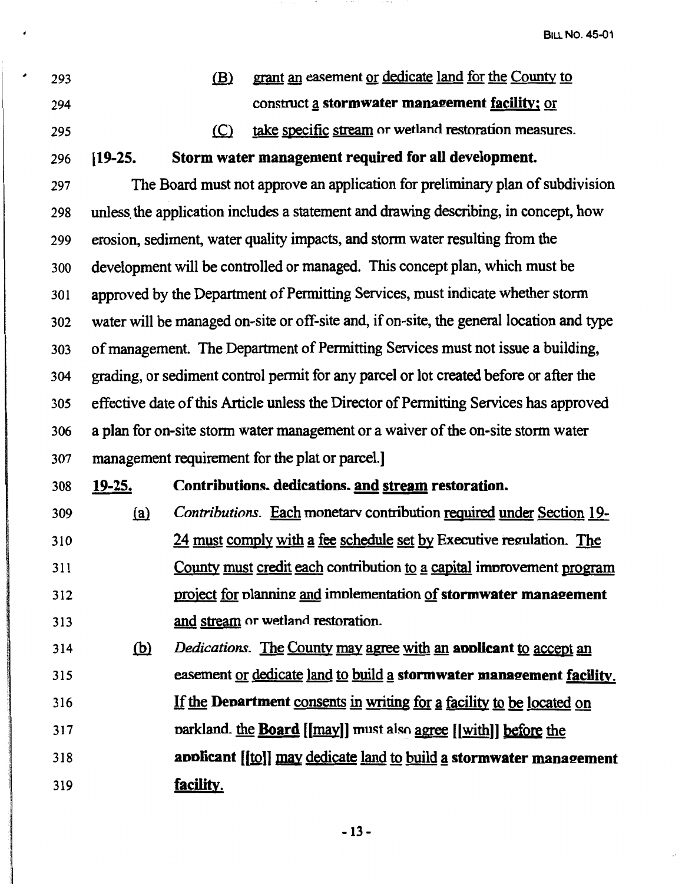293 (B) grant an easement or dedicate land for the County to
294 construct a **stormwater management** facility; or
295 (C) take specific stream or wetland restoration measures.

296 **[19-25. Storm water management required for all development.**

297 The Board must not approve an application for preliminary plan of subdivision
298 unless the application includes a statement and drawing describing, in concept, how
299 erosion, sediment, water quality impacts, and storm water resulting from the
300 development will be controlled or managed. This concept plan, which must be
301 approved by the Department of Permitting Services, must indicate whether storm
302 water will be managed on-site or off-site and, if on-site, the general location and type
303 of management. The Department of Permitting Services must not issue a building,
304 grading, or sediment control permit for any parcel or lot created before or after the
305 effective date of this Article unless the Director of Permitting Services has approved
306 a plan for on-site storm water management or a waiver of the on-site storm water
307 management requirement for the plat or parcel.]

308 **19-25. Contributions, dedications, and stream restoration.**

309 (a) *Contributions.* Each monetary contribution required under Section 19-
310 24 must comply with a fee schedule set by Executive regulation. The
311 County must credit each contribution to a capital improvement program
312 project for planning and implementation of **stormwater management**
313 and stream or wetland restoration.

314 (b) *Dedications.* The County may agree with an **applicant** to accept an
315 easement or dedicate land to build a **stormwater management** facility.
316 If the **Department** consents in writing for a facility to be located on
317 parkland, the **Board** [[may]] must also agree [[with]] before the
318 **applicant** [[to]] may dedicate land to build a **stormwater management**
319 **facility.**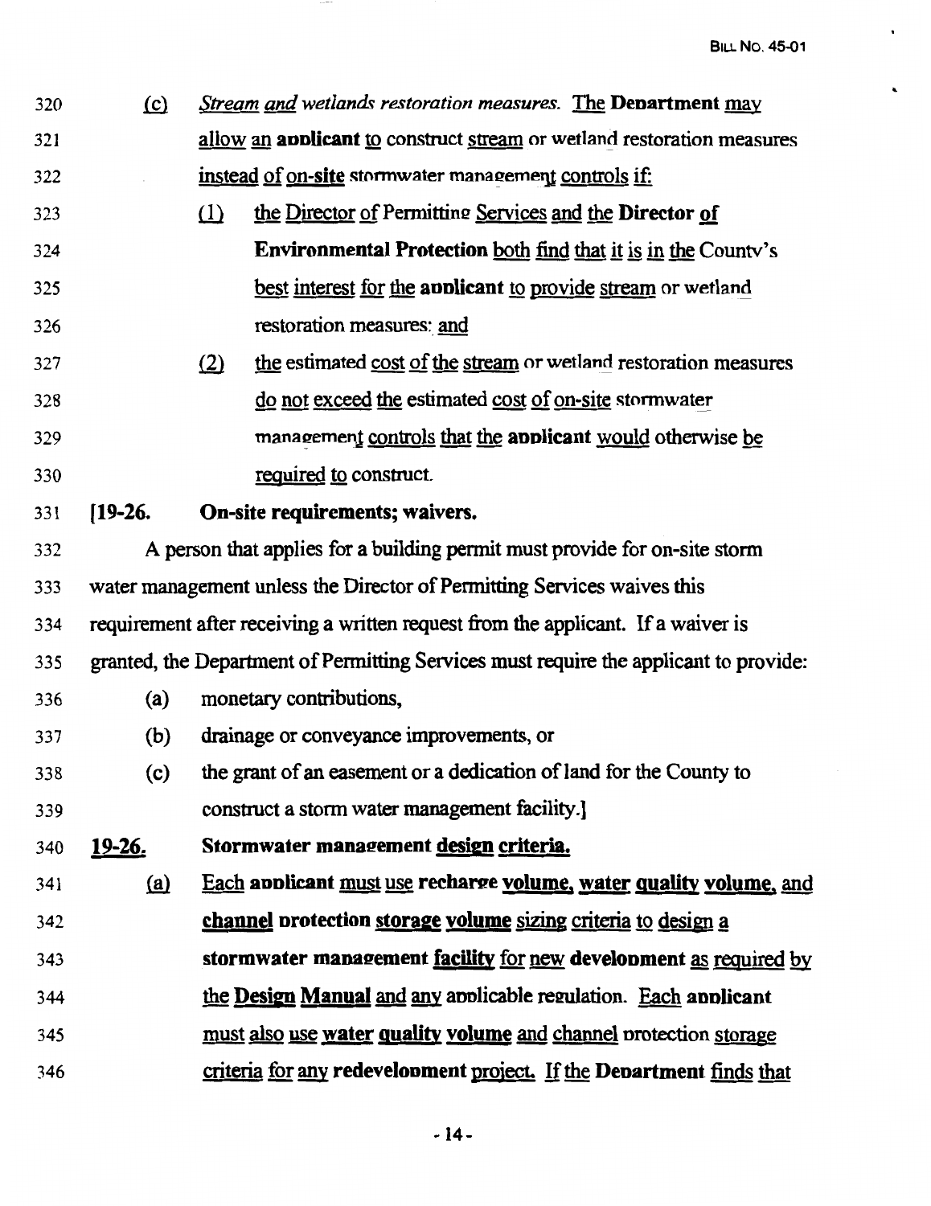(c) *Stream and wetlands restoration measures.* The **Department** may allow an **applicant** to construct stream or wetland restoration measures instead of on-site stormwater management controls if:

(1) the Director of Permitting Services and the **Director of Environmental Protection** both find that it is in the County's best interest for the **applicant** to provide stream or wetland restoration measures; and

(2) the estimated cost of the stream or wetland restoration measures do not exceed the estimated cost of on-site stormwater management controls that the **applicant** would otherwise be required to construct.

[**19-26. On-site requirements; waivers.**

A person that applies for a building permit must provide for on-site storm water management unless the Director of Permitting Services waives this requirement after receiving a written request from the applicant. If a waiver is granted, the Department of Permitting Services must require the applicant to provide:

(a) monetary contributions,

(b) drainage or conveyance improvements, or

(c) the grant of an easement or a dedication of land for the County to construct a storm water management facility.]

**19-26. Stormwater management design criteria.**

(a) Each **applicant** must use **recharge volume, water quality volume**, and **channel protection storage volume** sizing criteria to design a **stormwater management facility** for new **development** as required by the **Design Manual** and any applicable regulation. Each **applicant** must also use **water quality volume** and channel protection storage criteria for any **redevelopment** project. If the **Department** finds that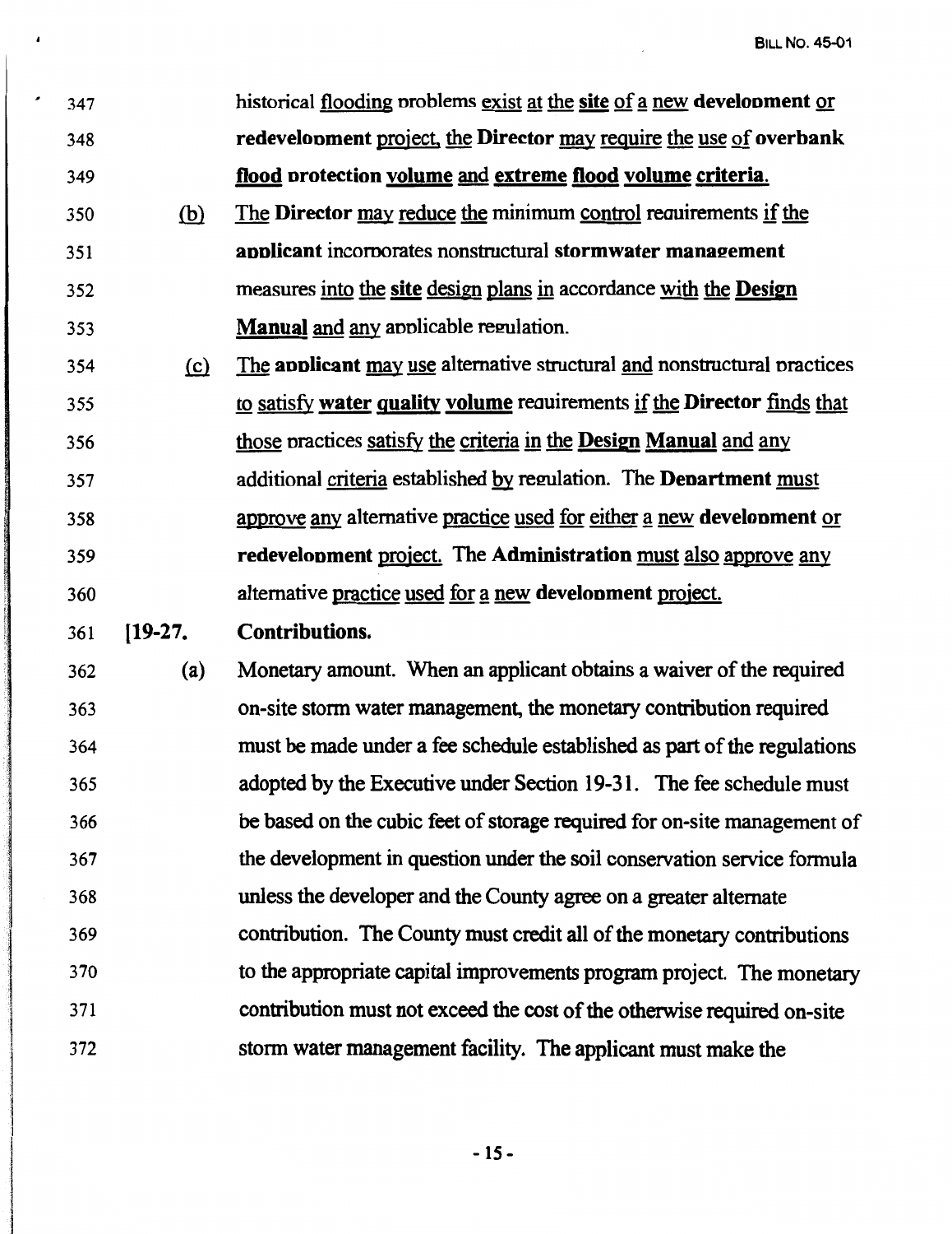347 historical flooding problems exist at the site of a new **development** or
348 **redevelopment** project, the **Director** may require the use of **overbank**
349 **flood protection volume** and **extreme flood volume criteria**.

350 (b) The **Director** may reduce the minimum control requirements if the
351 **applicant** incorporates nonstructural **stormwater management**
352 measures into the **site** design plans in accordance with the **Design**
353 **Manual** and any applicable regulation.

354 (c) The **applicant** may use alternative structural and nonstructural practices
355 to satisfy **water quality volume** requirements if the **Director** finds that
356 those practices satisfy the criteria in the **Design Manual** and any
357 additional criteria established by regulation. The **Department** must
358 approve any alternative practice used for either a new **development** or
359 **redevelopment** project. The **Administration** must also approve any
360 alternative practice used for a new **development** project.

361 [19-27. **Contributions.**

362 (a) Monetary amount. When an applicant obtains a waiver of the required
363 on-site storm water management, the monetary contribution required
364 must be made under a fee schedule established as part of the regulations
365 adopted by the Executive under Section 19-31. The fee schedule must
366 be based on the cubic feet of storage required for on-site management of
367 the development in question under the soil conservation service formula
368 unless the developer and the County agree on a greater alternate
369 contribution. The County must credit all of the monetary contributions
370 to the appropriate capital improvements program project. The monetary
371 contribution must not exceed the cost of the otherwise required on-site
372 storm water management facility. The applicant must make the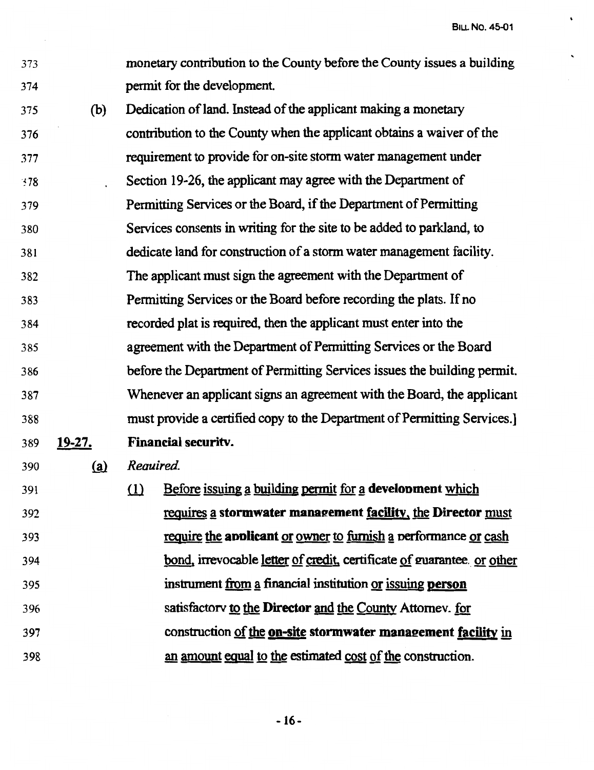monetary contribution to the County before the County issues a building permit for the development.

(b) Dedication of land. Instead of the applicant making a monetary contribution to the County when the applicant obtains a waiver of the requirement to provide for on-site storm water management under Section 19-26, the applicant may agree with the Department of Permitting Services or the Board, if the Department of Permitting Services consents in writing for the site to be added to parkland, to dedicate land for construction of a storm water management facility. The applicant must sign the agreement with the Department of Permitting Services or the Board before recording the plats. If no recorded plat is required, then the applicant must enter into the agreement with the Department of Permitting Services or the Board before the Department of Permitting Services issues the building permit. Whenever an applicant signs an agreement with the Board, the applicant must provide a certified copy to the Department of Permitting Services.]

**19-27. Financial security.**

(a) *Required.*

(1) Before issuing a building permit for a **development** which requires a **stormwater management facility**, the **Director** must require the **applicant** or owner to furnish a performance or cash bond, irrevocable letter of credit, certificate of guarantee, or other instrument from a financial institution or issuing **person** satisfactory to the **Director** and the County Attorney, for construction of the **on-site stormwater management facility** in an amount equal to the estimated cost of the construction.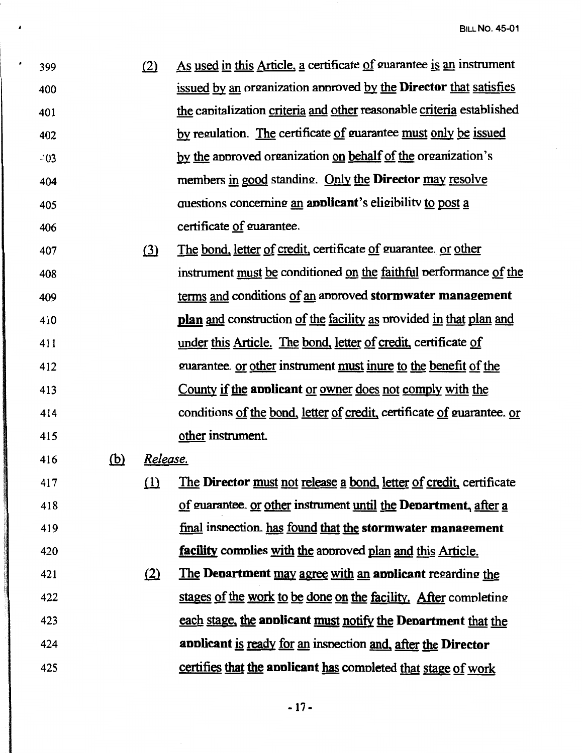(2) As used in this Article, a certificate of guarantee is an instrument issued by an organization approved by the **Director** that satisfies the capitalization criteria and other reasonable criteria established by regulation. The certificate of guarantee must only be issued by the approved organization on behalf of the organization's members in good standing. Only the **Director** may resolve questions concerning an **applicant**'s eligibility to post a certificate of guarantee.

(3) The bond, letter of credit, certificate of guarantee, or other instrument must be conditioned on the faithful performance of the terms and conditions of an approved **stormwater management plan** and construction of the facility as provided in that plan and under this Article. The bond, letter of credit, certificate of guarantee, or other instrument must inure to the benefit of the County if the **applicant** or owner does not comply with the conditions of the bond, letter of credit, certificate of guarantee, or other instrument.

(b) *Release.*

(1) The **Director** must not release a bond, letter of credit, certificate of guarantee, or other instrument until the **Department**, after a final inspection, has found that the **stormwater management facility** complies with the approved plan and this Article.

(2) The **Department** may agree with an **applicant** regarding the stages of the work to be done on the facility. After completing each stage, the **applicant** must notify the **Department** that the **applicant** is ready for an inspection and, after the **Director** certifies that the **applicant** has completed that stage of work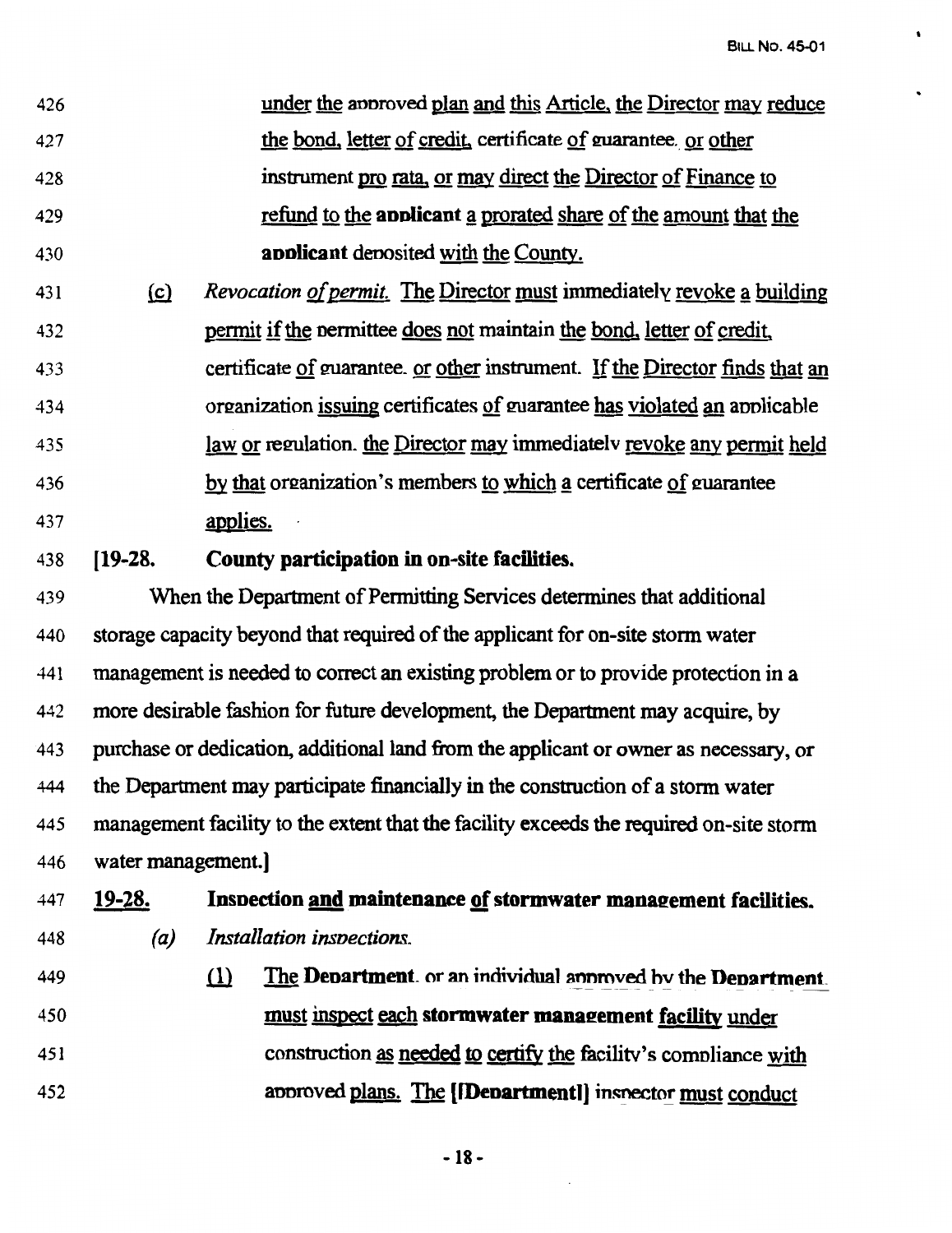426 under the approved plan and this Article, the Director may reduce
427 the bond, letter of credit, certificate of guarantee, or other
428 instrument pro rata, or may direct the Director of Finance to
429 refund to the **applicant** a prorated share of the amount that the
430 **applicant** deposited with the County.

431 (c) *Revocation of permit.* The Director must immediately revoke a building
432 permit if the permittee does not maintain the bond, letter of credit,
433 certificate of guarantee, or other instrument. If the Director finds that an
434 organization issuing certificates of guarantee has violated an applicable
435 law or regulation, the Director may immediately revoke any permit held
436 by that organization's members to which a certificate of guarantee
437 applies.

438 **[19-28. County participation in on-site facilities.**

439 When the Department of Permitting Services determines that additional
440 storage capacity beyond that required of the applicant for on-site storm water
441 management is needed to correct an existing problem or to provide protection in a
442 more desirable fashion for future development, the Department may acquire, by
443 purchase or dedication, additional land from the applicant or owner as necessary, or
444 the Department may participate financially in the construction of a storm water
445 management facility to the extent that the facility exceeds the required on-site storm
446 water management.]

447 **19-28. Inspection and maintenance of stormwater management facilities.**

448 (a) *Installation inspections.*

449 (1) The **Department**, or an individual approved by the **Department**,
450 must inspect each **stormwater management facility** under
451 construction as needed to certify the facility's compliance with
452 approved plans. The [[Department]] inspector must conduct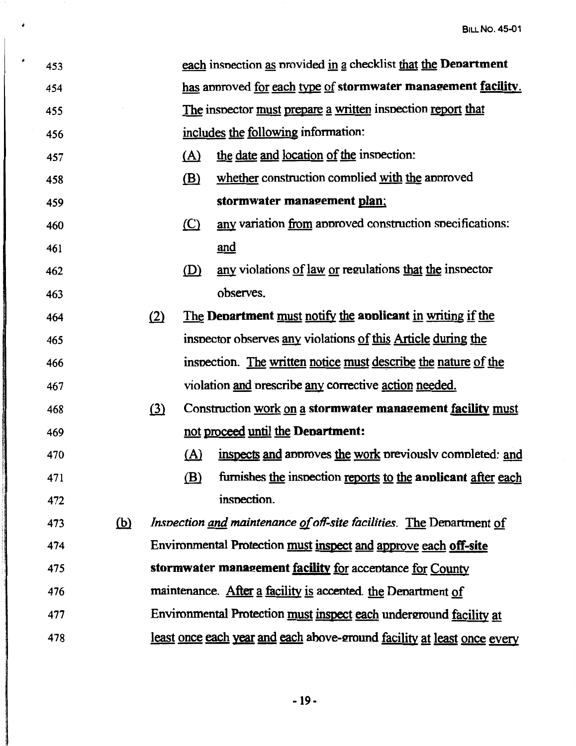each inspection as provided in a checklist that the **Department** has approved for each type of **stormwater management facility**. The inspector must prepare a written inspection report that includes the following information:

(A) the date and location of the inspection;

(B) whether construction complied with the approved **stormwater management plan**;

(C) any variation from approved construction specifications; and

(D) any violations of law or regulations that the inspector observes.

(2) The **Department** must notify the **applicant** in writing if the inspector observes any violations of this Article during the inspection. The written notice must describe the nature of the violation and prescribe any corrective action needed.

(3) Construction work on a **stormwater management facility** must not proceed until the **Department**:

(A) inspects and approves the work previously completed; and

(B) furnishes the inspection reports to the **applicant** after each inspection.

(b) *Inspection and maintenance of off-site facilities.* The Department of Environmental Protection must inspect and approve each **off-site stormwater management facility** for acceptance for County maintenance. After a facility is accepted, the Department of Environmental Protection must inspect each underground facility at least once each year and each above-ground facility at least once every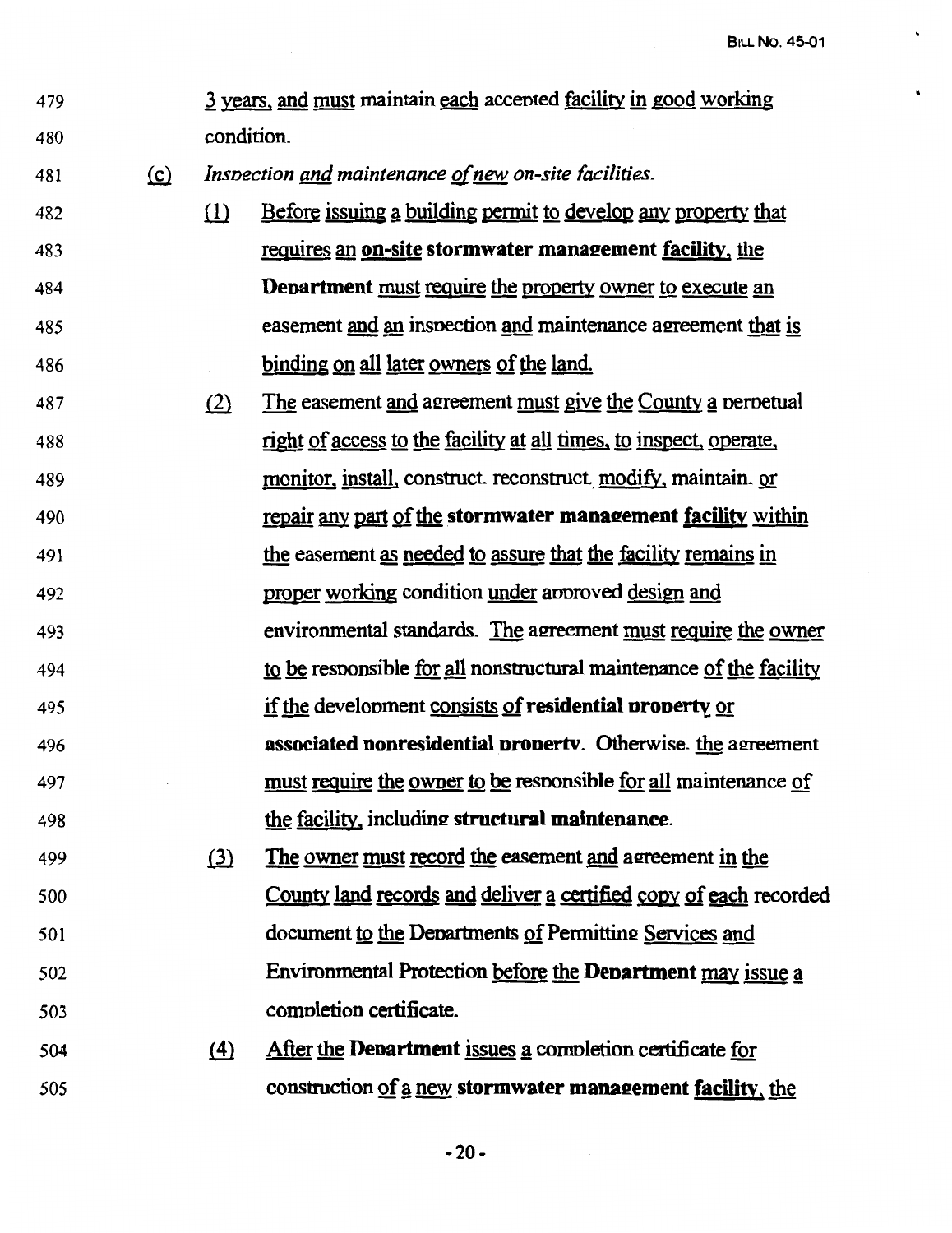3 years, and must maintain each accepted facility in good working condition.

(c) *Inspection and maintenance of new on-site facilities.*

(1) Before issuing a building permit to develop any property that requires an **on-site stormwater management facility**, the **Department** must require the property owner to execute an easement and an inspection and maintenance agreement that is binding on all later owners of the land.

(2) The easement and agreement must give the County a perpetual right of access to the facility at all times, to inspect, operate, monitor, install, construct, reconstruct, modify, maintain, or repair any part of the **stormwater management facility** within the easement as needed to assure that the facility remains in proper working condition under approved design and environmental standards. The agreement must require the owner to be responsible for all nonstructural maintenance of the facility if the development consists of **residential property** or **associated nonresidential property**. Otherwise, the agreement must require the owner to be responsible for all maintenance of the facility, including **structural maintenance**.

(3) The owner must record the easement and agreement in the County land records and deliver a certified copy of each recorded document to the Departments of Permitting Services and Environmental Protection before the **Department** may issue a completion certificate.

(4) After the **Department** issues a completion certificate for construction of a new **stormwater management facility**, the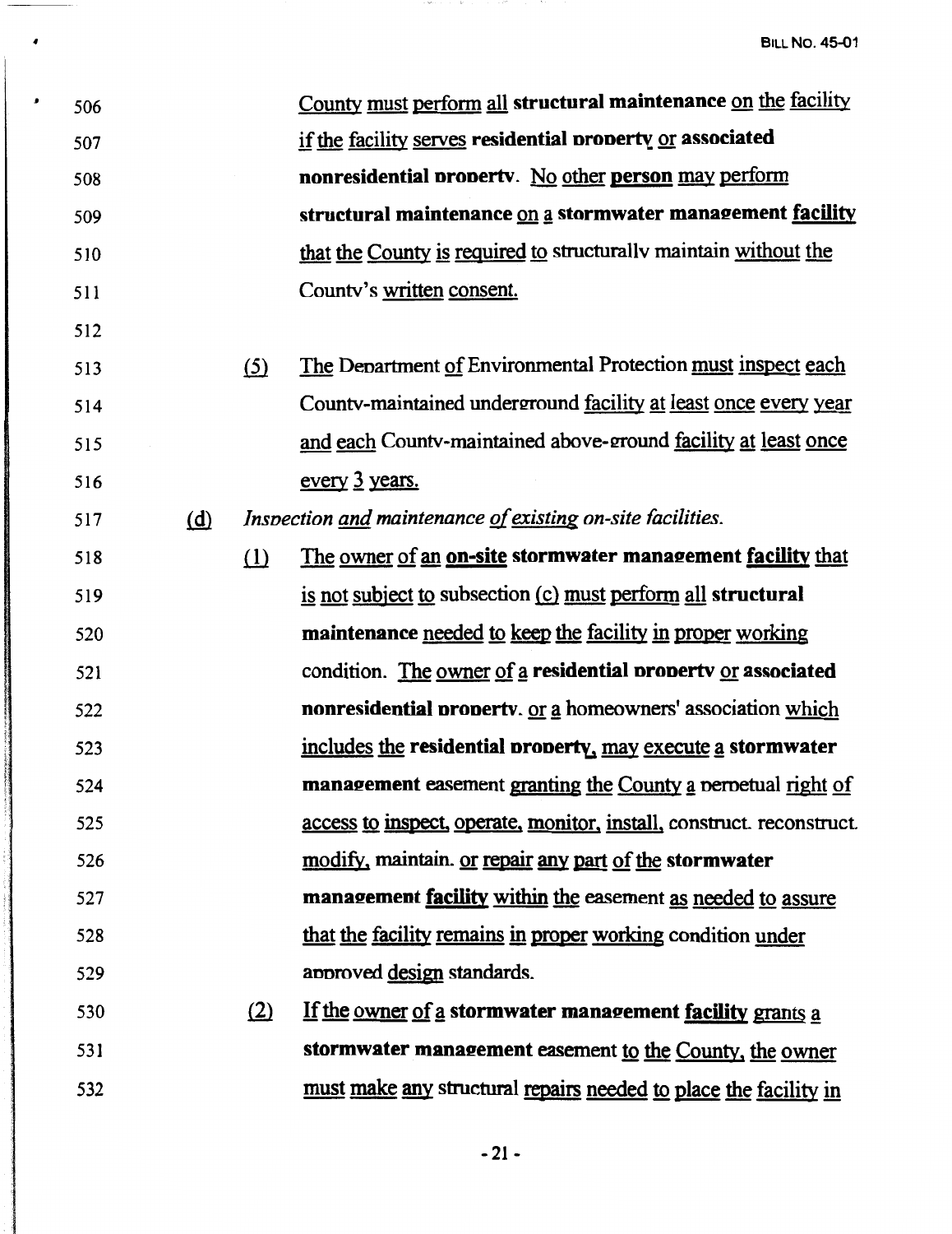506 County must perform all **structural maintenance** on the facility
507 if the facility serves **residential property** or **associated**
508 **nonresidential property**. No other **person** may perform
509 **structural maintenance** on a **stormwater management facility**
510 that the County is required to structurally maintain without the
511 County's written consent.

512

513 (5) The Department of Environmental Protection must inspect each
514 County-maintained underground facility at least once every year
515 and each County-maintained above-ground facility at least once
516 every 3 years.

517 (d) *Inspection and maintenance of existing on-site facilities.*

518 (1) The owner of an **on-site stormwater management facility** that
519 is not subject to subsection (c) must perform all **structural**
520 **maintenance** needed to keep the facility in proper working
521 condition. The owner of a **residential property** or **associated**
522 **nonresidential property**, or a homeowners' association which
523 includes the **residential property**, may execute a **stormwater**
524 **management** easement granting the County a perpetual right of
525 access to inspect, operate, monitor, install, construct, reconstruct,
526 modify, maintain, or repair any part of the **stormwater**
527 **management facility** within the easement as needed to assure
528 that the facility remains in proper working condition under
529 approved design standards.

530 (2) If the owner of a **stormwater management facility** grants a
531 **stormwater management** easement to the County, the owner
532 must make any structural repairs needed to place the facility in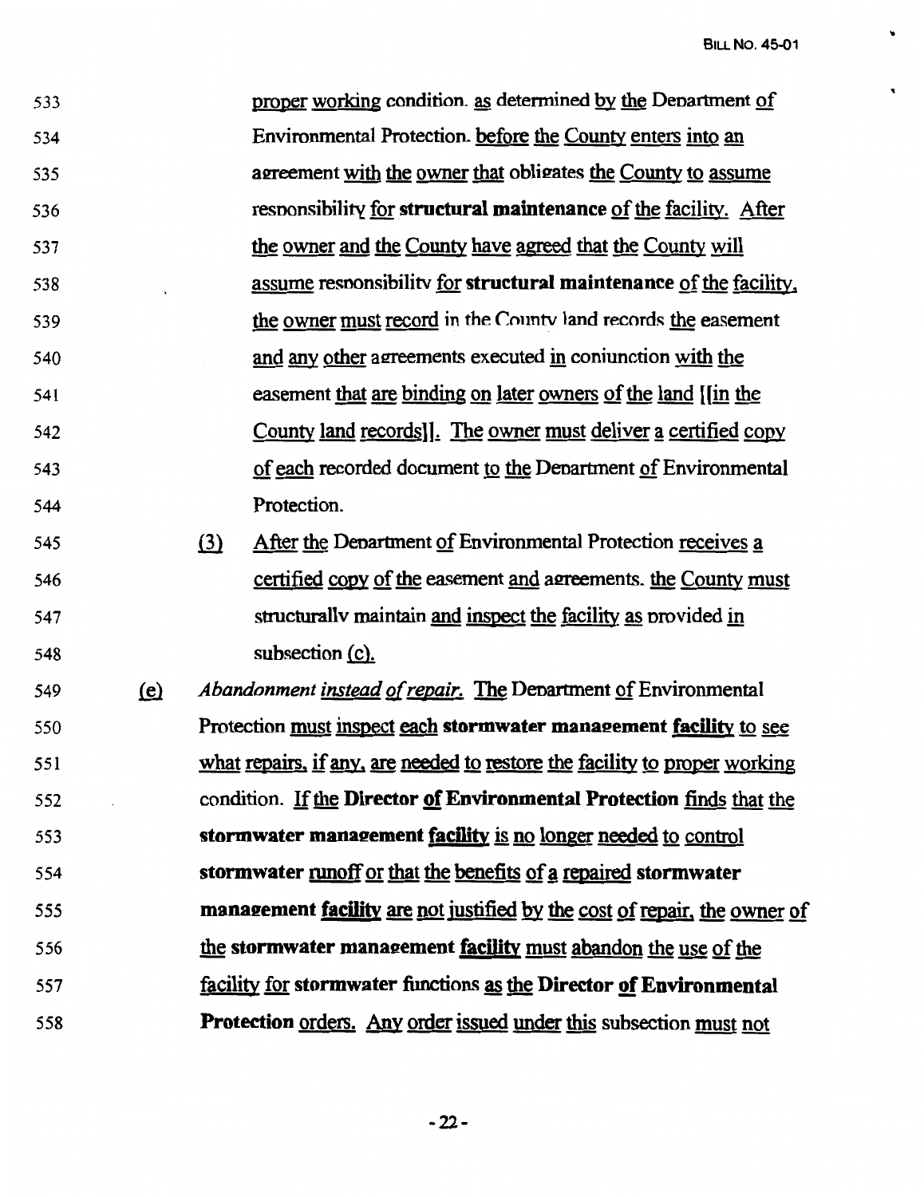proper working condition, as determined by the Department of Environmental Protection, before the County enters into an agreement with the owner that obligates the County to assume responsibility for **structural maintenance** of the facility. After the owner and the County have agreed that the County will assume responsibility for **structural maintenance** of the facility, the owner must record in the County land records the easement and any other agreements executed in conjunction with the easement that are binding on later owners of the land [[in the County land records]]. The owner must deliver a certified copy of each recorded document to the Department of Environmental Protection.

(3) After the Department of Environmental Protection receives a certified copy of the easement and agreements, the County must structurally maintain and inspect the facility as provided in subsection (c).

(e) *Abandonment instead of repair.* The Department of Environmental Protection must inspect each **stormwater management facility** to see what repairs, if any, are needed to restore the facility to proper working condition. If the **Director of Environmental Protection** finds that the **stormwater management facility** is no longer needed to control **stormwater** runoff or that the benefits of a repaired **stormwater management facility** are not justified by the cost of repair, the owner of the **stormwater management facility** must abandon the use of the facility for **stormwater** functions as the **Director of Environmental Protection** orders. Any order issued under this subsection must not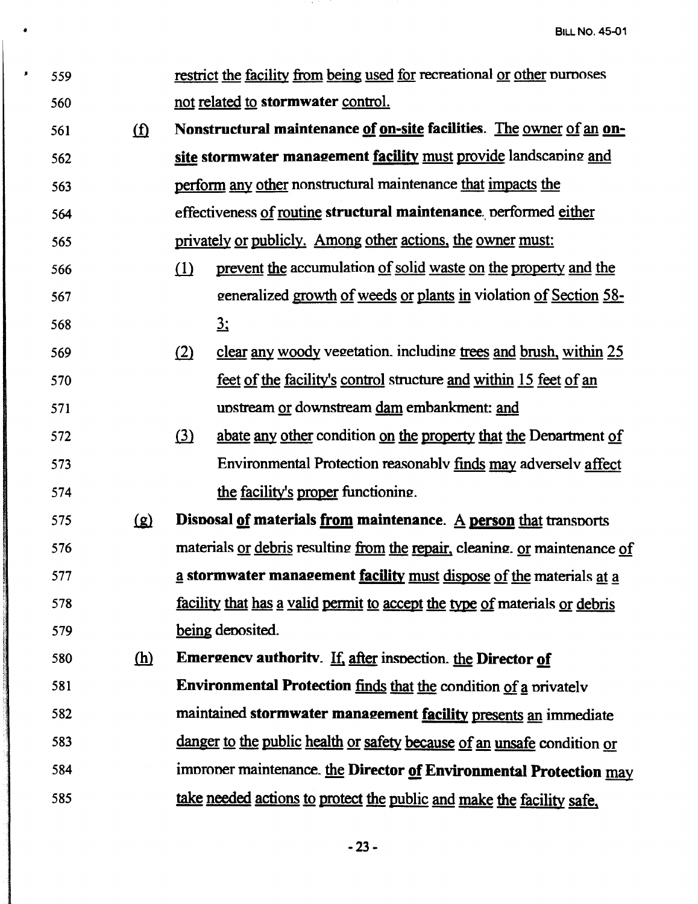559 restrict the facility from being used for recreational or other purposes

560 not related to **stormwater** control.

561 (f) **Nonstructural maintenance of on-site facilities**. The owner of an **on-**

562 **site stormwater management facility** must provide landscaping and

563 perform any other nonstructural maintenance that impacts the

564 effectiveness of routine **structural maintenance**, performed either

565 privately or publicly. Among other actions, the owner must:

566 (1) prevent the accumulation of solid waste on the property and the

567 generalized growth of weeds or plants in violation of Section 58-

568 3;

569 (2) clear any woody vegetation, including trees and brush, within 25

570 feet of the facility's control structure and within 15 feet of an

571 upstream or downstream dam embankment; and

572 (3) abate any other condition on the property that the Department of

573 Environmental Protection reasonably finds may adversely affect

574 the facility's proper functioning.

575 (g) **Disposal of materials from maintenance**. A **person** that transports

576 materials or debris resulting from the repair, cleaning, or maintenance of

577 a **stormwater management facility** must dispose of the materials at a

578 facility that has a valid permit to accept the type of materials or debris

579 being deposited.

580 (h) **Emergency authority**. If, after inspection, the **Director of**

581 **Environmental Protection** finds that the condition of a privately

582 maintained **stormwater management facility** presents an immediate

583 danger to the public health or safety because of an unsafe condition or

584 improper maintenance, the **Director of Environmental Protection** may

585 take needed actions to protect the public and make the facility safe.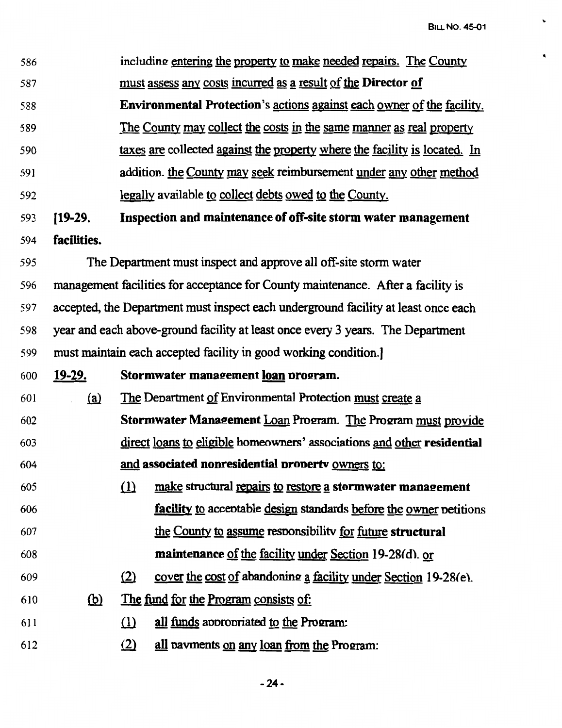including entering the property to make needed repairs. The County must assess any costs incurred as a result of the **Director of Environmental Protection**'s actions against each owner of the facility. The County may collect the costs in the same manner as real property taxes are collected against the property where the facility is located. In addition, the County may seek reimbursement under any other method legally available to collect debts owed to the County.

**[19-29. Inspection and maintenance of off-site storm water management facilities.**

The Department must inspect and approve all off-site storm water management facilities for acceptance for County maintenance. After a facility is accepted, the Department must inspect each underground facility at least once each year and each above-ground facility at least once every 3 years. The Department must maintain each accepted facility in good working condition.]

**19-29. Stormwater management loan program.**

(a) The Department of Environmental Protection must create a **Stormwater Management** Loan Program. The Program must provide direct loans to eligible homeowners' associations and other **residential and associated nonresidential property** owners to:

(1) make structural repairs to restore a **stormwater management facility** to acceptable design standards before the owner petitions the County to assume responsibility for future **structural maintenance** of the facility under Section 19-28(d), or

(2) cover the cost of abandoning a facility under Section 19-28(e).

(b) The fund for the Program consists of:

(1) all funds appropriated to the Program;

(2) all payments on any loan from the Program;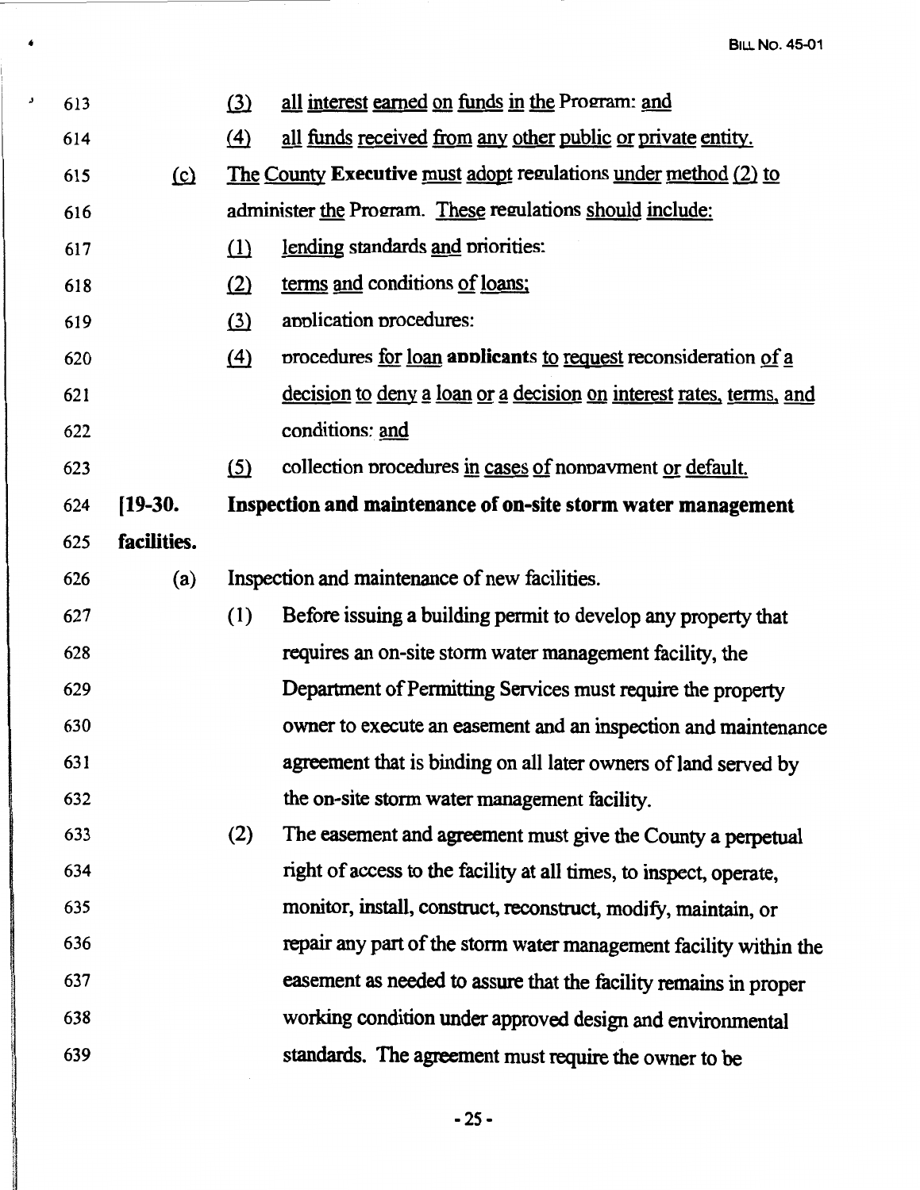613 (3) all interest earned on funds in the Program; and

614 (4) all funds received from any other public or private entity.

615 (c) The County Executive must adopt regulations under method (2) to

616 administer the Program. These regulations should include:

617 (1) lending standards and priorities;

618 (2) terms and conditions of loans;

619 (3) application procedures;

620 (4) procedures for loan applicants to request reconsideration of a

621 decision to deny a loan or a decision on interest rates, terms, and

622 conditions; and

623 (5) collection procedures in cases of nonpayment or default.

624 **[19-30. Inspection and maintenance of on-site storm water management**

625 **facilities.**

626 (a) Inspection and maintenance of new facilities.

627 (1) Before issuing a building permit to develop any property that

628 requires an on-site storm water management facility, the

629 Department of Permitting Services must require the property

630 owner to execute an easement and an inspection and maintenance

631 agreement that is binding on all later owners of land served by

632 the on-site storm water management facility.

633 (2) The easement and agreement must give the County a perpetual

634 right of access to the facility at all times, to inspect, operate,

635 monitor, install, construct, reconstruct, modify, maintain, or

636 repair any part of the storm water management facility within the

637 easement as needed to assure that the facility remains in proper

638 working condition under approved design and environmental

639 standards. The agreement must require the owner to be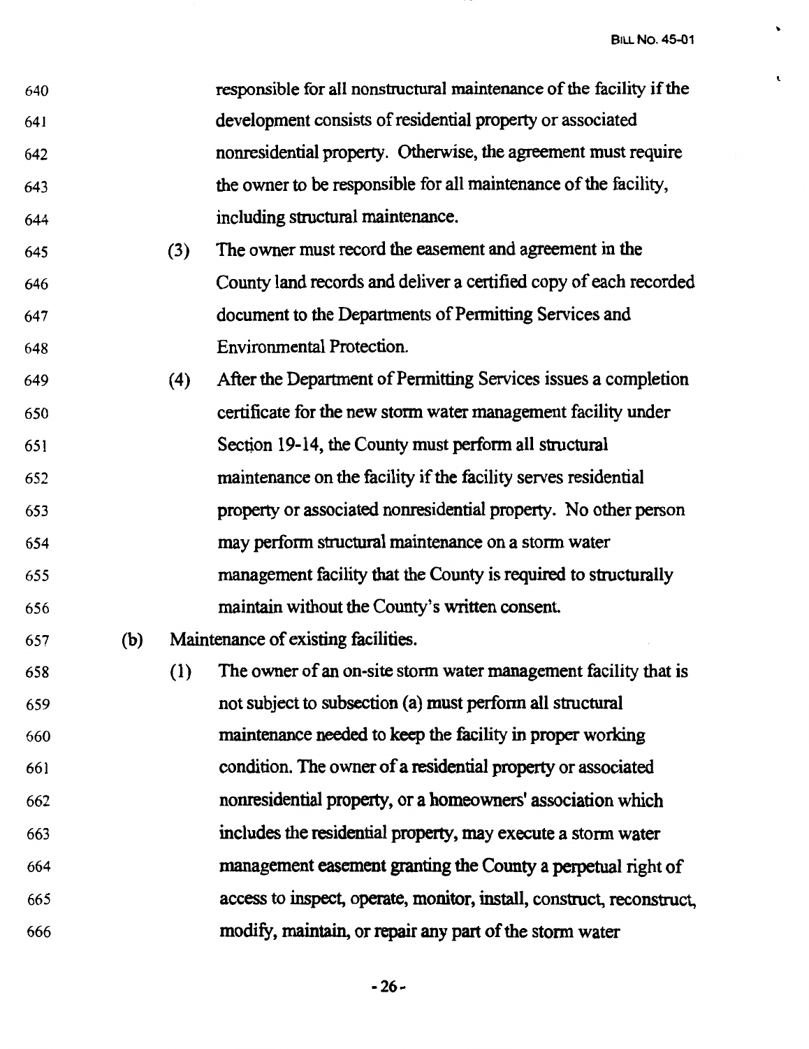responsible for all nonstructural maintenance of the facility if the development consists of residential property or associated nonresidential property. Otherwise, the agreement must require the owner to be responsible for all maintenance of the facility, including structural maintenance.

(3) The owner must record the easement and agreement in the County land records and deliver a certified copy of each recorded document to the Departments of Permitting Services and Environmental Protection.

(4) After the Department of Permitting Services issues a completion certificate for the new storm water management facility under Section 19-14, the County must perform all structural maintenance on the facility if the facility serves residential property or associated nonresidential property. No other person may perform structural maintenance on a storm water management facility that the County is required to structurally maintain without the County's written consent.

(b) Maintenance of existing facilities.

(1) The owner of an on-site storm water management facility that is not subject to subsection (a) must perform all structural maintenance needed to keep the facility in proper working condition. The owner of a residential property or associated nonresidential property, or a homeowners' association which includes the residential property, may execute a storm water management easement granting the County a perpetual right of access to inspect, operate, monitor, install, construct, reconstruct, modify, maintain, or repair any part of the storm water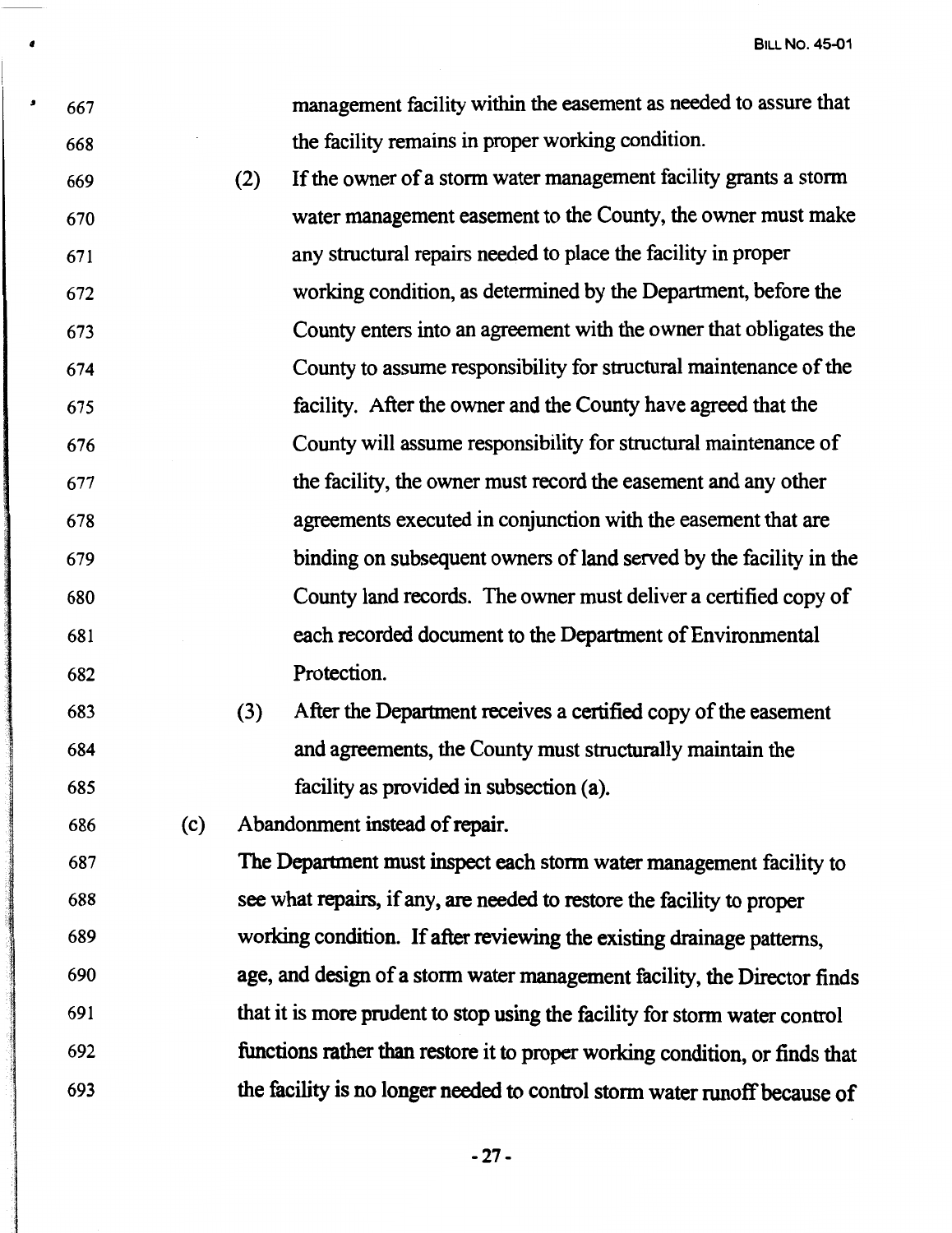management facility within the easement as needed to assure that the facility remains in proper working condition.

(2) If the owner of a storm water management facility grants a storm water management easement to the County, the owner must make any structural repairs needed to place the facility in proper working condition, as determined by the Department, before the County enters into an agreement with the owner that obligates the County to assume responsibility for structural maintenance of the facility. After the owner and the County have agreed that the County will assume responsibility for structural maintenance of the facility, the owner must record the easement and any other agreements executed in conjunction with the easement that are binding on subsequent owners of land served by the facility in the County land records. The owner must deliver a certified copy of each recorded document to the Department of Environmental Protection.

(3) After the Department receives a certified copy of the easement and agreements, the County must structurally maintain the facility as provided in subsection (a).

(c) Abandonment instead of repair.

The Department must inspect each storm water management facility to see what repairs, if any, are needed to restore the facility to proper working condition. If after reviewing the existing drainage patterns, age, and design of a storm water management facility, the Director finds that it is more prudent to stop using the facility for storm water control functions rather than restore it to proper working condition, or finds that the facility is no longer needed to control storm water runoff because of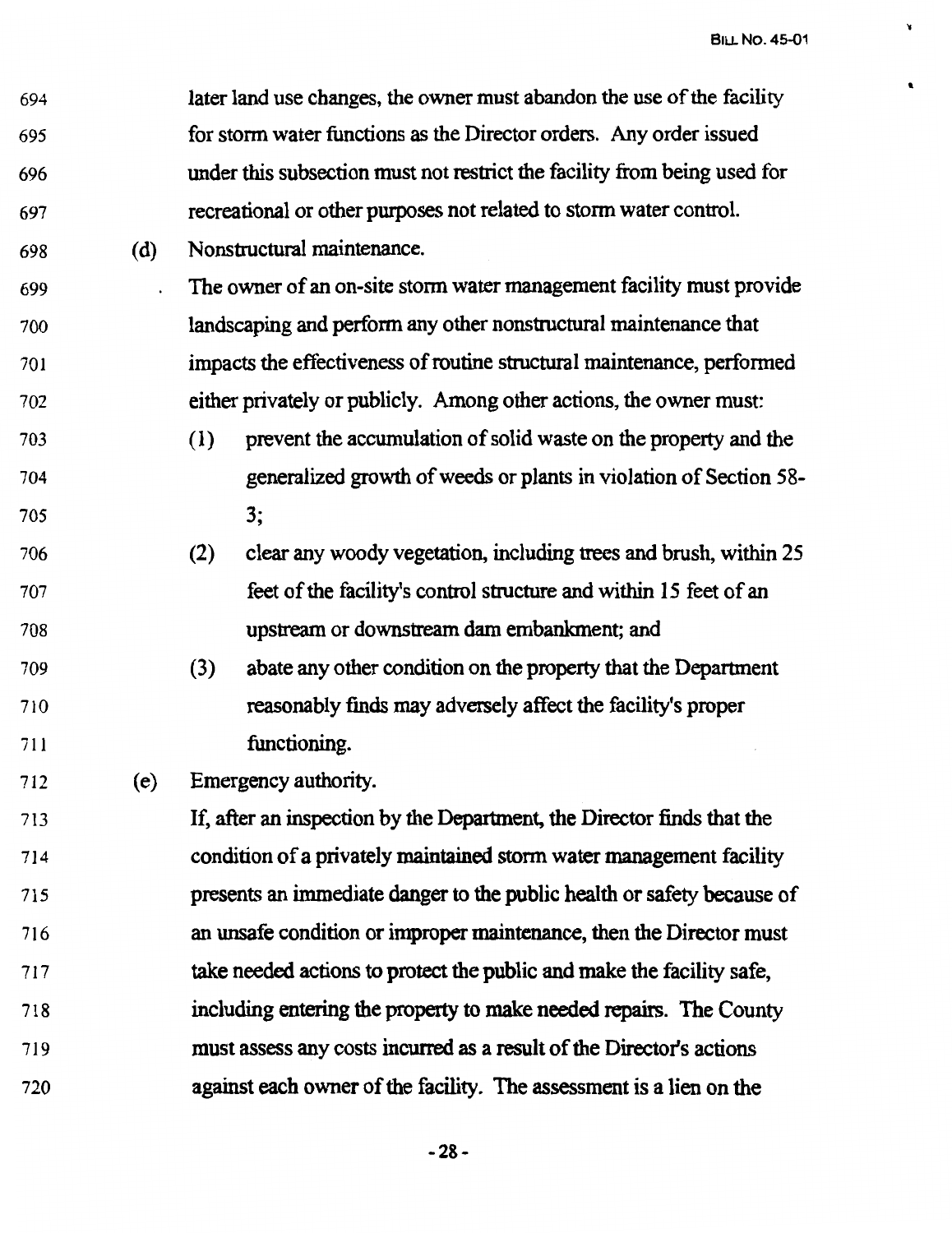later land use changes, the owner must abandon the use of the facility for storm water functions as the Director orders. Any order issued under this subsection must not restrict the facility from being used for recreational or other purposes not related to storm water control.

(d) Nonstructural maintenance.

The owner of an on-site storm water management facility must provide landscaping and perform any other nonstructural maintenance that impacts the effectiveness of routine structural maintenance, performed either privately or publicly. Among other actions, the owner must:

(1) prevent the accumulation of solid waste on the property and the generalized growth of weeds or plants in violation of Section 58-3;

(2) clear any woody vegetation, including trees and brush, within 25 feet of the facility's control structure and within 15 feet of an upstream or downstream dam embankment; and

(3) abate any other condition on the property that the Department reasonably finds may adversely affect the facility's proper functioning.

(e) Emergency authority.

If, after an inspection by the Department, the Director finds that the condition of a privately maintained storm water management facility presents an immediate danger to the public health or safety because of an unsafe condition or improper maintenance, then the Director must take needed actions to protect the public and make the facility safe, including entering the property to make needed repairs. The County must assess any costs incurred as a result of the Director's actions against each owner of the facility. The assessment is a lien on the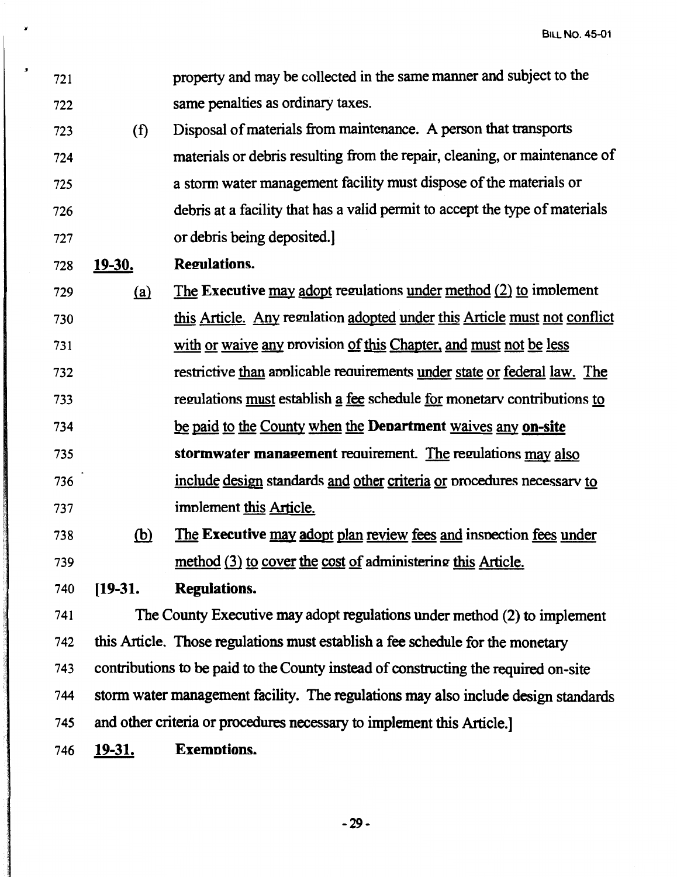property and may be collected in the same manner and subject to the same penalties as ordinary taxes.

(f) Disposal of materials from maintenance. A person that transports materials or debris resulting from the repair, cleaning, or maintenance of a storm water management facility must dispose of the materials or debris at a facility that has a valid permit to accept the type of materials or debris being deposited.]

**19-30. Regulations.**

(a) The **Executive** may adopt regulations under method (2) to implement this Article. Any regulation adopted under this Article must not conflict with or waive any provision of this Chapter, and must not be less restrictive than applicable requirements under state or federal law. The regulations must establish a fee schedule for monetary contributions to be paid to the County when the **Department** waives any **on-site stormwater management** requirement. The regulations may also include design standards and other criteria or procedures necessary to implement this Article.

(b) The **Executive** may adopt plan review fees and inspection fees under method (3) to cover the cost of administering this Article.

**[19-31. Regulations.**

The County Executive may adopt regulations under method (2) to implement this Article. Those regulations must establish a fee schedule for the monetary contributions to be paid to the County instead of constructing the required on-site storm water management facility. The regulations may also include design standards and other criteria or procedures necessary to implement this Article.]

**19-31. Exemptions.**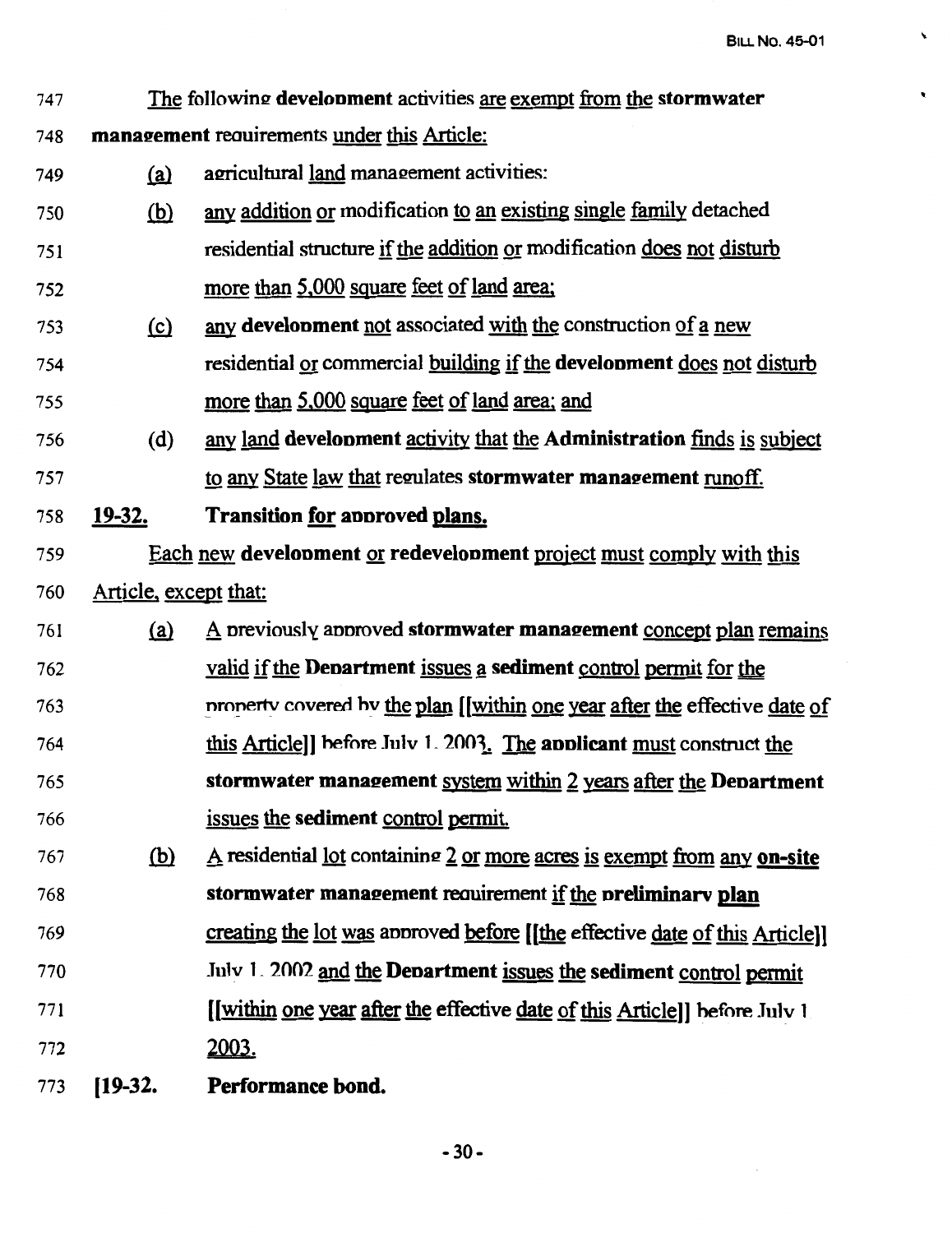747 The following **development** activities are exempt from the **stormwater**
748 **management** requirements under this Article:

749 (a) agricultural land management activities:

750 (b) any addition or modification to an existing single family detached
751 residential structure if the addition or modification does not disturb
752 more than 5,000 square feet of land area;

753 (c) any **development** not associated with the construction of a new
754 residential or commercial building if the **development** does not disturb
755 more than 5,000 square feet of land area; and

756 (d) any land **development** activity that the **Administration** finds is subject
757 to any State law that regulates **stormwater management** runoff.

758 **19-32. Transition for approved plans.**

759 Each new **development** or **redevelopment** project must comply with this
760 Article, except that:

761 (a) A previously approved **stormwater management** concept plan remains
762 valid if the **Department** issues a **sediment** control permit for the
763 property covered by the plan [[within one year after the effective date of
764 this Article]] before July 1, 2003. The **applicant** must construct the
765 **stormwater management** system within 2 years after the **Department**
766 issues the **sediment** control permit.

767 (b) A residential lot containing 2 or more acres is exempt from any **on-site**
768 **stormwater management** requirement if the **preliminary plan**
769 creating the lot was approved before [[the effective date of this Article]]
770 July 1, 2002 and the **Department** issues the **sediment** control permit
771 [[within one year after the effective date of this Article]] before July 1
772 2003.

773 **[19-32. Performance bond.**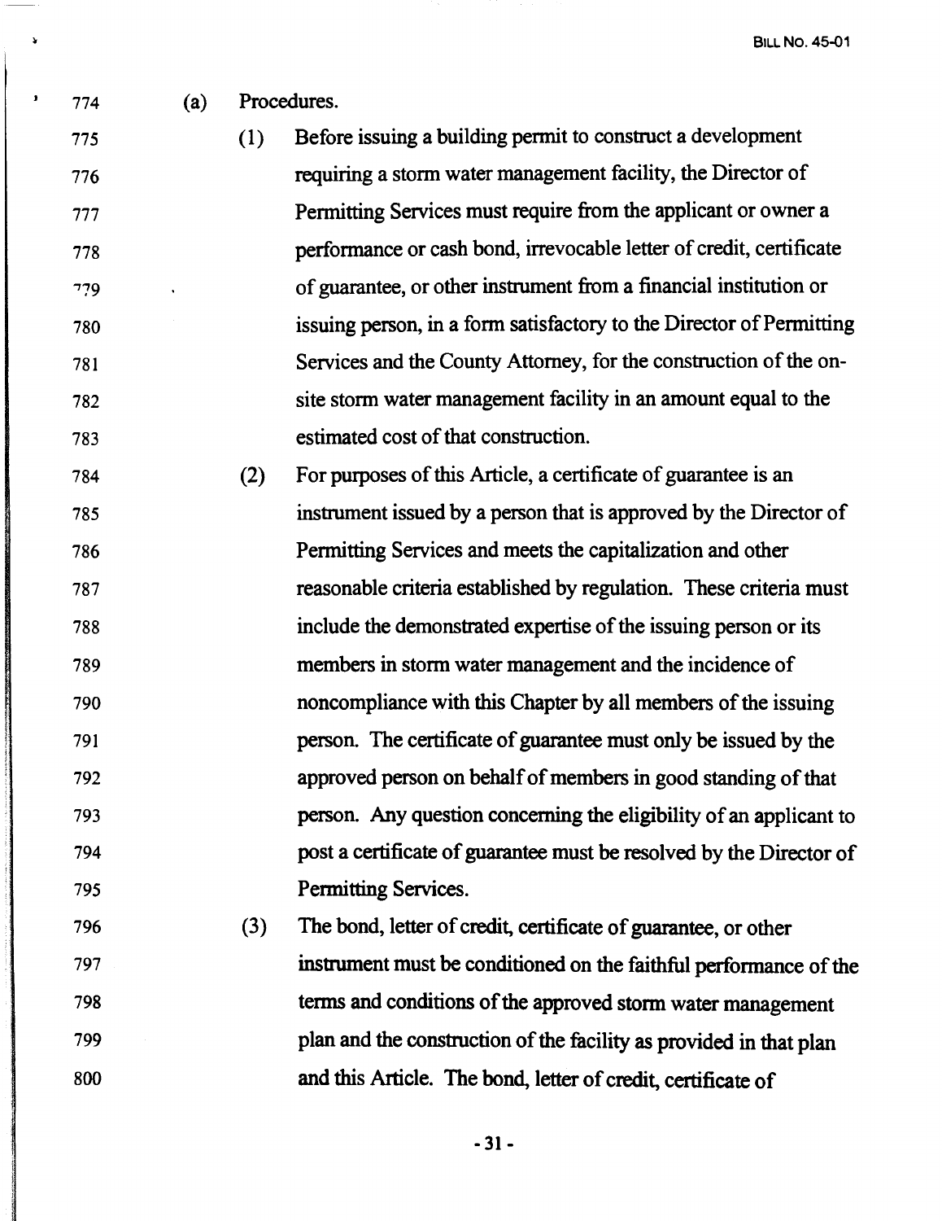(a) Procedures.

(1) Before issuing a building permit to construct a development requiring a storm water management facility, the Director of Permitting Services must require from the applicant or owner a performance or cash bond, irrevocable letter of credit, certificate of guarantee, or other instrument from a financial institution or issuing person, in a form satisfactory to the Director of Permitting Services and the County Attorney, for the construction of the on-site storm water management facility in an amount equal to the estimated cost of that construction.

(2) For purposes of this Article, a certificate of guarantee is an instrument issued by a person that is approved by the Director of Permitting Services and meets the capitalization and other reasonable criteria established by regulation. These criteria must include the demonstrated expertise of the issuing person or its members in storm water management and the incidence of noncompliance with this Chapter by all members of the issuing person. The certificate of guarantee must only be issued by the approved person on behalf of members in good standing of that person. Any question concerning the eligibility of an applicant to post a certificate of guarantee must be resolved by the Director of Permitting Services.

(3) The bond, letter of credit, certificate of guarantee, or other instrument must be conditioned on the faithful performance of the terms and conditions of the approved storm water management plan and the construction of the facility as provided in that plan and this Article. The bond, letter of credit, certificate of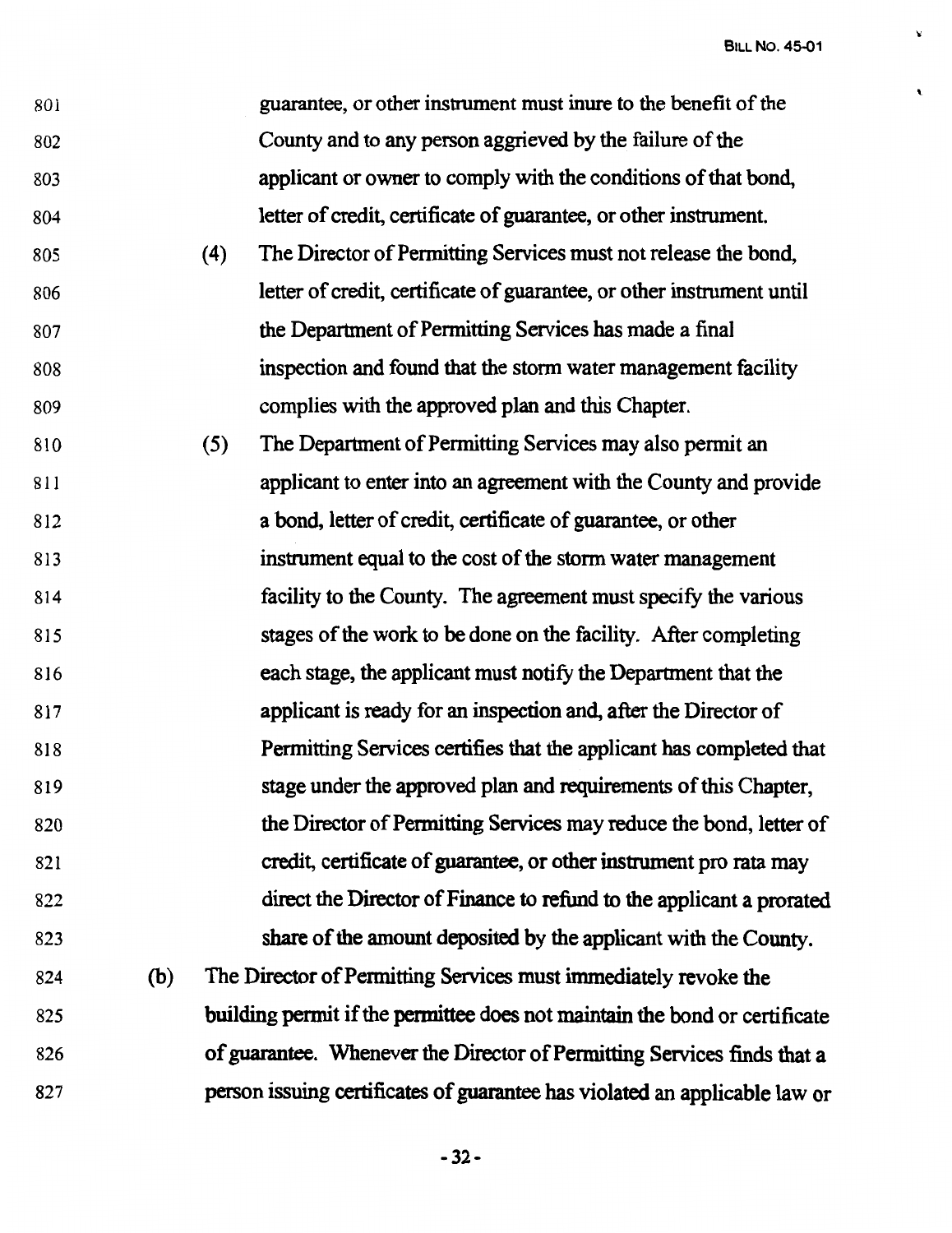guarantee, or other instrument must inure to the benefit of the County and to any person aggrieved by the failure of the applicant or owner to comply with the conditions of that bond, letter of credit, certificate of guarantee, or other instrument.

(4) The Director of Permitting Services must not release the bond, letter of credit, certificate of guarantee, or other instrument until the Department of Permitting Services has made a final inspection and found that the storm water management facility complies with the approved plan and this Chapter.

(5) The Department of Permitting Services may also permit an applicant to enter into an agreement with the County and provide a bond, letter of credit, certificate of guarantee, or other instrument equal to the cost of the storm water management facility to the County. The agreement must specify the various stages of the work to be done on the facility. After completing each stage, the applicant must notify the Department that the applicant is ready for an inspection and, after the Director of Permitting Services certifies that the applicant has completed that stage under the approved plan and requirements of this Chapter, the Director of Permitting Services may reduce the bond, letter of credit, certificate of guarantee, or other instrument pro rata may direct the Director of Finance to refund to the applicant a prorated share of the amount deposited by the applicant with the County.

(b) The Director of Permitting Services must immediately revoke the building permit if the permittee does not maintain the bond or certificate of guarantee. Whenever the Director of Permitting Services finds that a person issuing certificates of guarantee has violated an applicable law or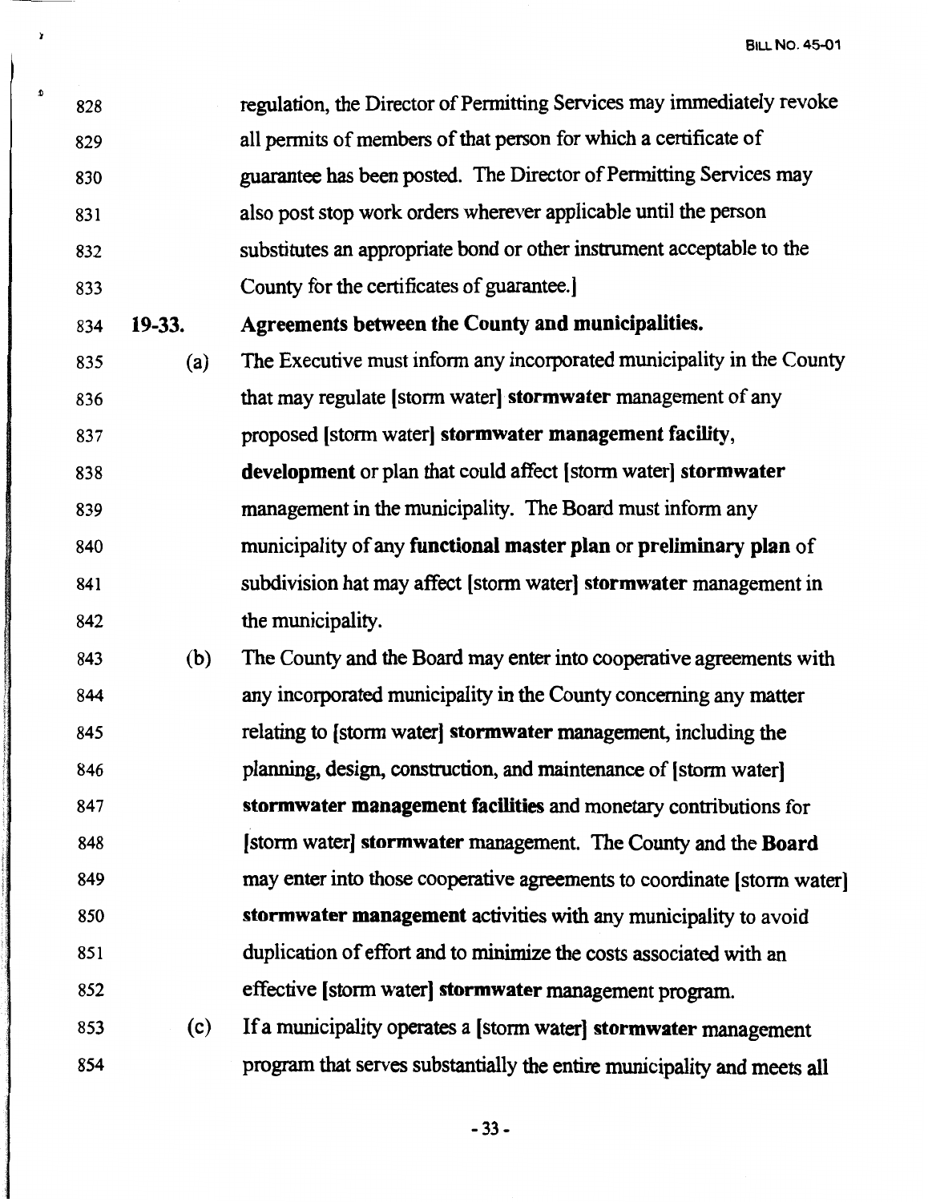regulation, the Director of Permitting Services may immediately revoke all permits of members of that person for which a certificate of guarantee has been posted. The Director of Permitting Services may also post stop work orders wherever applicable until the person substitutes an appropriate bond or other instrument acceptable to the County for the certificates of guarantee.]

**19-33. Agreements between the County and municipalities.**

(a) The Executive must inform any incorporated municipality in the County that may regulate [storm water] **stormwater** management of any proposed [storm water] **stormwater management facility, development** or plan that could affect [storm water] **stormwater** management in the municipality. The Board must inform any municipality of any **functional master plan** or **preliminary plan** of subdivision hat may affect [storm water] **stormwater** management in the municipality.

(b) The County and the Board may enter into cooperative agreements with any incorporated municipality in the County concerning any matter relating to [storm water] **stormwater** management, including the planning, design, construction, and maintenance of [storm water] **stormwater management facilities** and monetary contributions for [storm water] **stormwater** management. The County and the **Board** may enter into those cooperative agreements to coordinate [storm water] **stormwater management** activities with any municipality to avoid duplication of effort and to minimize the costs associated with an effective [storm water] **stormwater** management program.

(c) If a municipality operates a [storm water] **stormwater** management program that serves substantially the entire municipality and meets all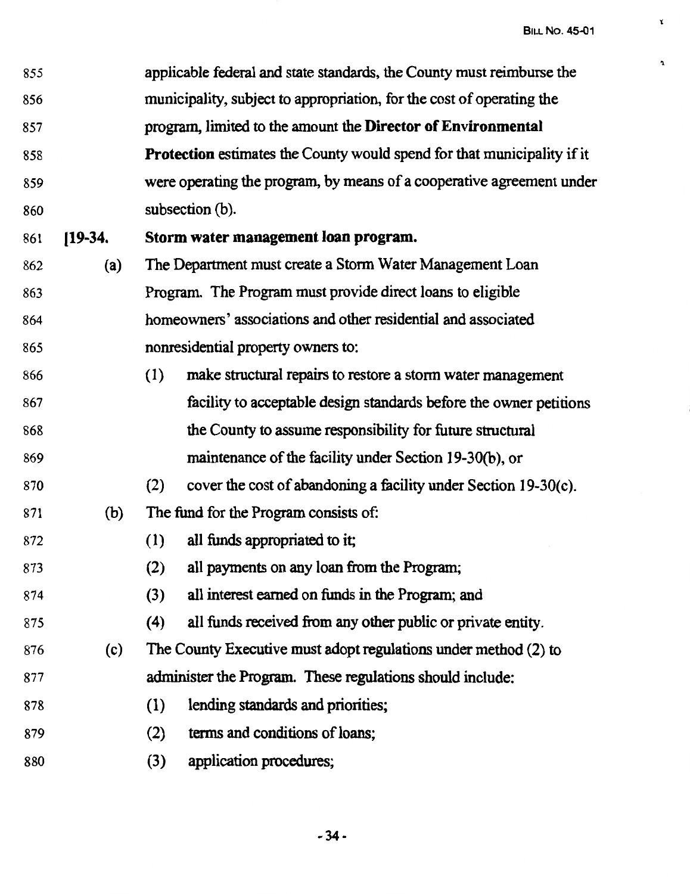applicable federal and state standards, the County must reimburse the municipality, subject to appropriation, for the cost of operating the program, limited to the amount the **Director of Environmental Protection** estimates the County would spend for that municipality if it were operating the program, by means of a cooperative agreement under subsection (b).

**[19-34. Storm water management loan program.**

(a) The Department must create a Storm Water Management Loan Program. The Program must provide direct loans to eligible homeowners' associations and other residential and associated nonresidential property owners to:

(1) make structural repairs to restore a storm water management facility to acceptable design standards before the owner petitions the County to assume responsibility for future structural maintenance of the facility under Section 19-30(b), or

(2) cover the cost of abandoning a facility under Section 19-30(c).

(b) The fund for the Program consists of:

(1) all funds appropriated to it;

(2) all payments on any loan from the Program;

(3) all interest earned on funds in the Program; and

(4) all funds received from any other public or private entity.

(c) The County Executive must adopt regulations under method (2) to administer the Program. These regulations should include:

(1) lending standards and priorities;

(2) terms and conditions of loans;

(3) application procedures;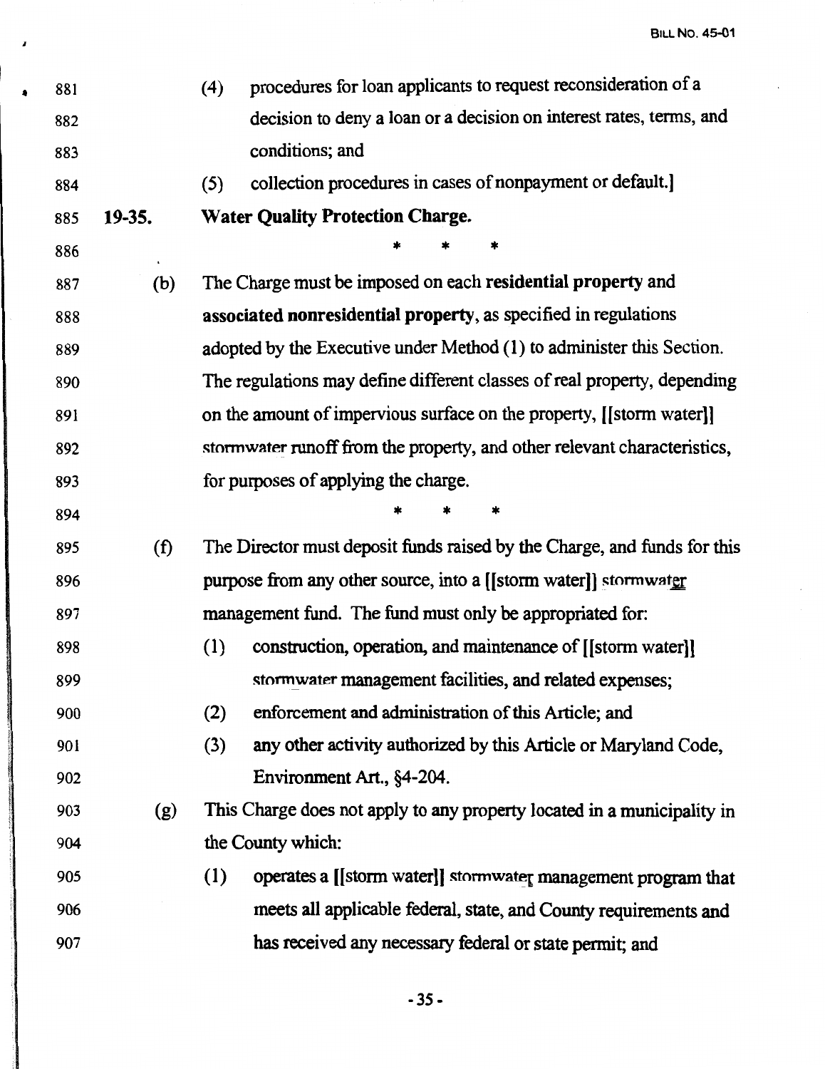881 (4) procedures for loan applicants to request reconsideration of a
882 decision to deny a loan or a decision on interest rates, terms, and
883 conditions; and

884 (5) collection procedures in cases of nonpayment or default.]

885 **19-35. Water Quality Protection Charge.**

886 * * *

887 (b) The Charge must be imposed on each **residential property** and
888 **associated nonresidential property**, as specified in regulations
889 adopted by the Executive under Method (1) to administer this Section.
890 The regulations may define different classes of real property, depending
891 on the amount of impervious surface on the property, [[storm water]]
892 stormwater runoff from the property, and other relevant characteristics,
893 for purposes of applying the charge.

894 * * *

895 (f) The Director must deposit funds raised by the Charge, and funds for this
896 purpose from any other source, into a [[storm water]] stormwater
897 management fund. The fund must only be appropriated for:

898 (1) construction, operation, and maintenance of [[storm water]]
899 stormwater management facilities, and related expenses;

900 (2) enforcement and administration of this Article; and

901 (3) any other activity authorized by this Article or Maryland Code,
902 Environment Art., §4-204.

903 (g) This Charge does not apply to any property located in a municipality in
904 the County which:

905 (1) operates a [[storm water]] stormwater management program that
906 meets all applicable federal, state, and County requirements and
907 has received any necessary federal or state permit; and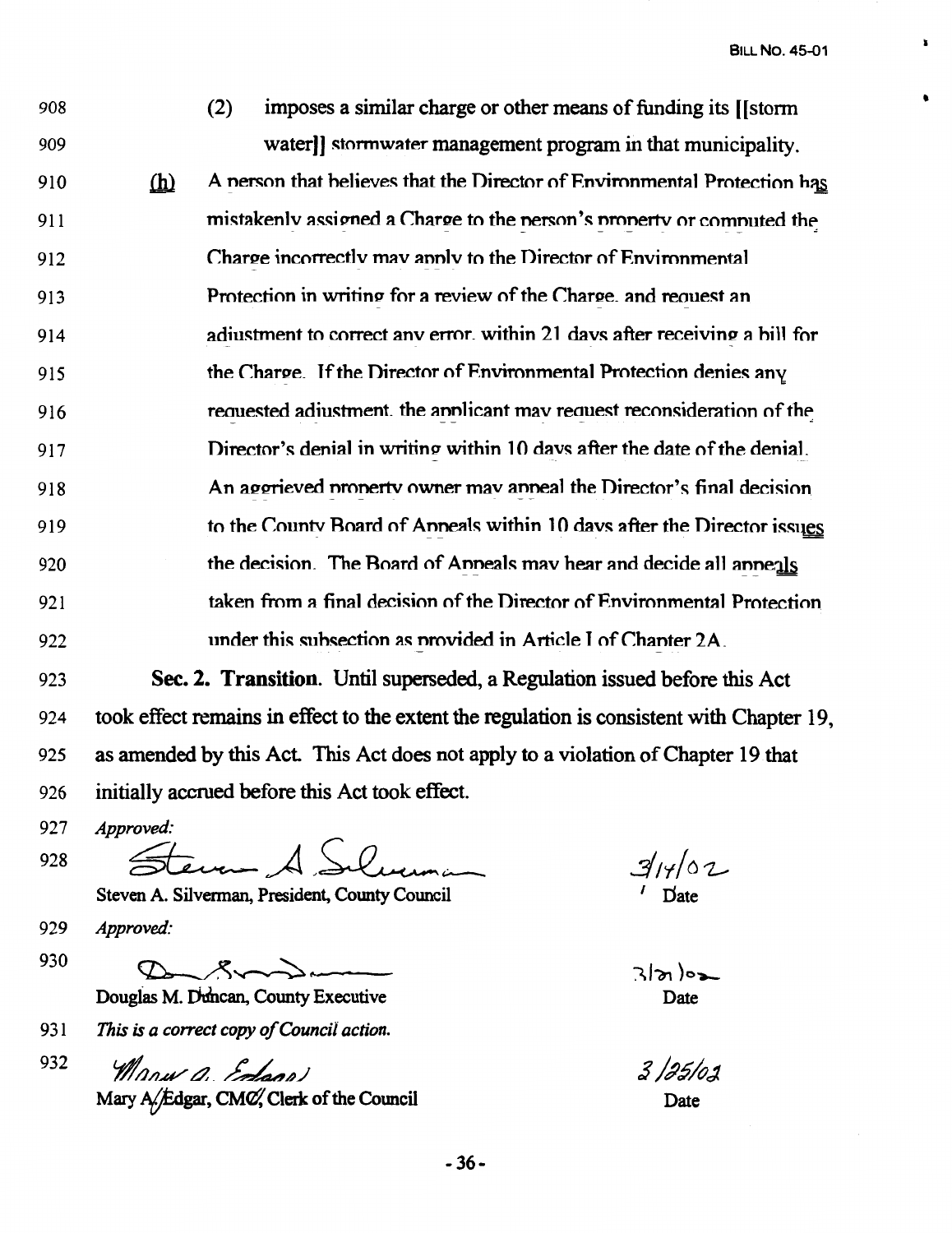(2) imposes a similar charge or other means of funding its [[storm water]] stormwater management program in that municipality.

(h) A person that believes that the Director of Environmental Protection has mistakenly assigned a Charge to the person's property or computed the Charge incorrectly may apply to the Director of Environmental Protection in writing for a review of the Charge, and request an adjustment to correct any error, within 21 days after receiving a bill for the Charge. If the Director of Environmental Protection denies any requested adjustment, the applicant may request reconsideration of the Director's denial in writing within 10 days after the date of the denial. An aggrieved property owner may appeal the Director's final decision to the County Board of Appeals within 10 days after the Director issues the decision. The Board of Appeals may hear and decide all appeals taken from a final decision of the Director of Environmental Protection under this subsection as provided in Article I of Chapter 2A.

**Sec. 2. Transition.** Until superseded, a Regulation issued before this Act took effect remains in effect to the extent the regulation is consistent with Chapter 19, as amended by this Act. This Act does not apply to a violation of Chapter 19 that initially accrued before this Act took effect.

*Approved:*

Steven A. Silverman, President, County Council — 3/14/02 Date

*Approved:*

Douglas M. Duncan, County Executive — 3/20/02 Date

*This is a correct copy of Council action.*

Mary A. Edgar, CMC, Clerk of the Council — 3/25/02 Date